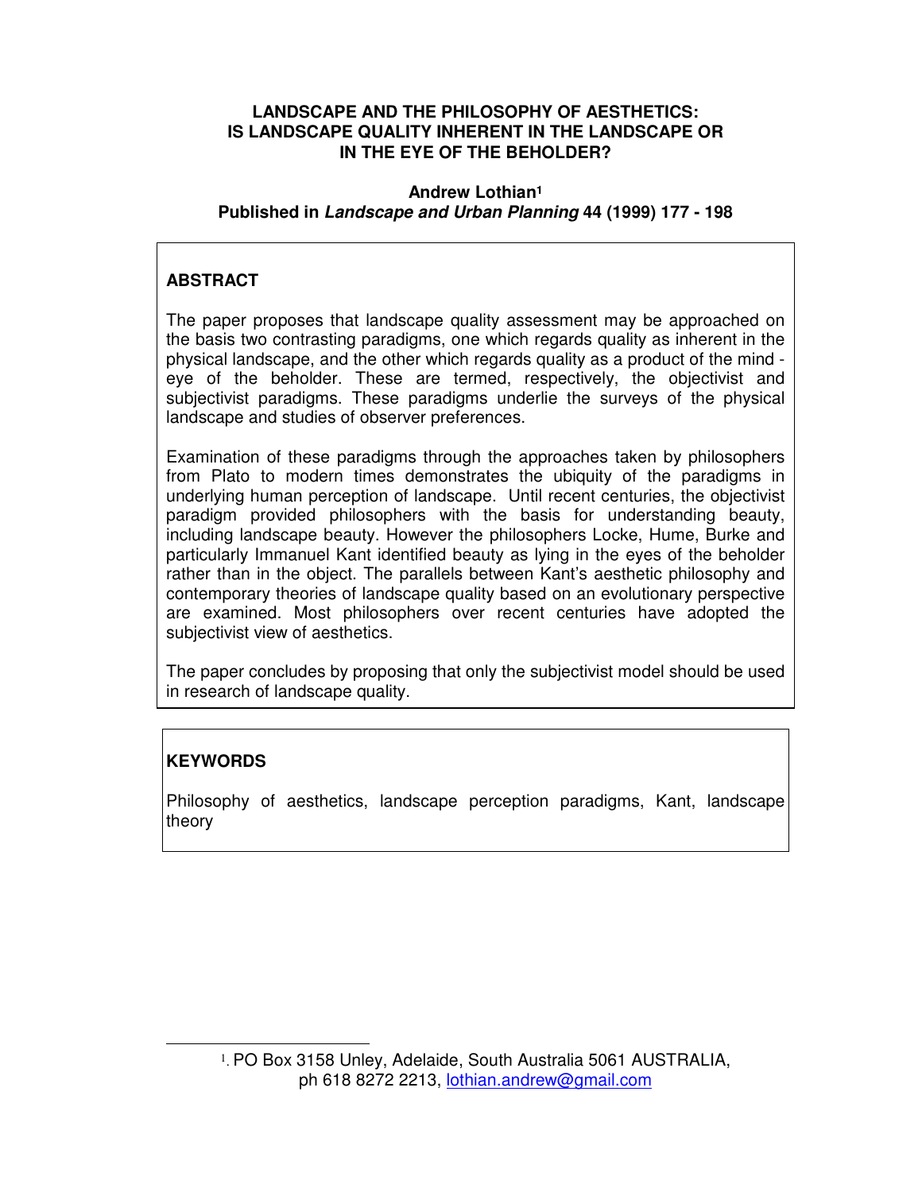# LANDSCAPE AND THE PHILOSOPHY OF AESTHETICS: IS LANDSCAPE QUALITY INHERENT IN THE LANDSCAPE OR IN THE EYE OF THE BEHOLDER?

**Andrew Lothian[1]**
**Published in *Landscape and Urban Planning* 44 (1999) 177 - 198**

## ABSTRACT

The paper proposes that landscape quality assessment may be approached on the basis two contrasting paradigms, one which regards quality as inherent in the physical landscape, and the other which regards quality as a product of the mind - eye of the beholder. These are termed, respectively, the objectivist and subjectivist paradigms. These paradigms underlie the surveys of the physical landscape and studies of observer preferences.

Examination of these paradigms through the approaches taken by philosophers from Plato to modern times demonstrates the ubiquity of the paradigms in underlying human perception of landscape. Until recent centuries, the objectivist paradigm provided philosophers with the basis for understanding beauty, including landscape beauty. However the philosophers Locke, Hume, Burke and particularly Immanuel Kant identified beauty as lying in the eyes of the beholder rather than in the object. The parallels between Kant's aesthetic philosophy and contemporary theories of landscape quality based on an evolutionary perspective are examined. Most philosophers over recent centuries have adopted the subjectivist view of aesthetics.

The paper concludes by proposing that only the subjectivist model should be used in research of landscape quality.

## KEYWORDS

Philosophy of aesthetics, landscape perception paradigms, Kant, landscape theory

[1]. PO Box 3158 Unley, Adelaide, South Australia 5061 AUSTRALIA, ph 618 8272 2213, lothian.andrew@gmail.com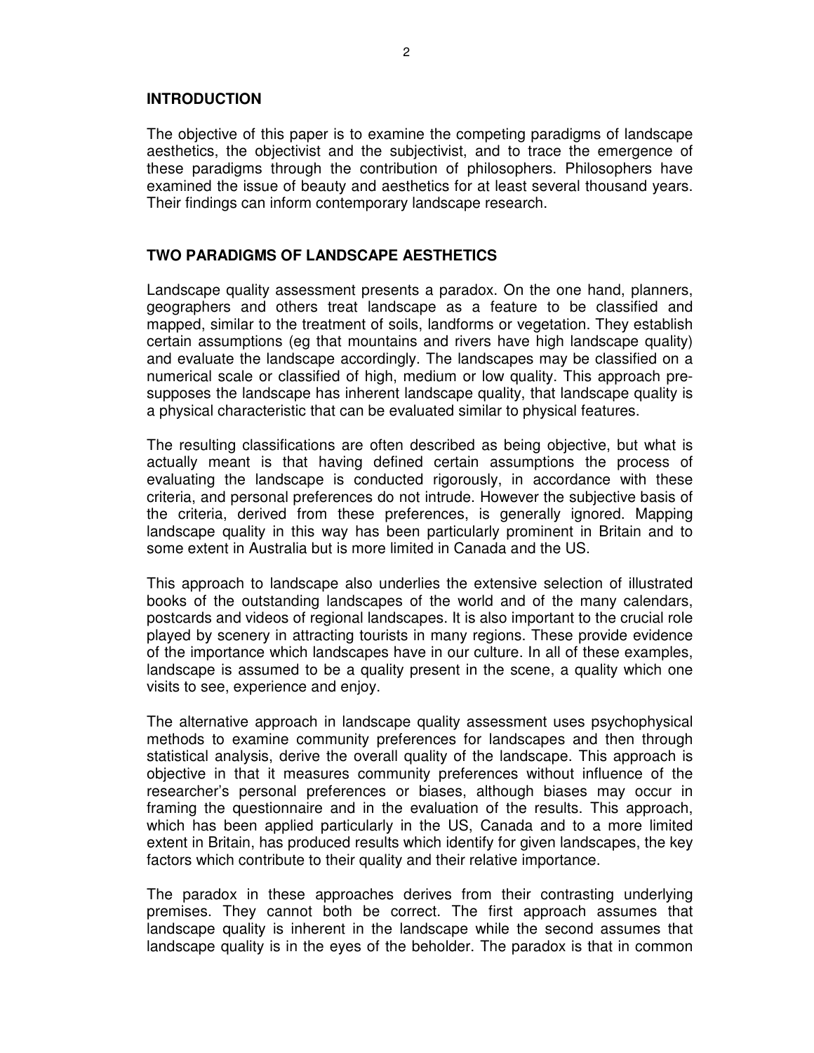## INTRODUCTION

The objective of this paper is to examine the competing paradigms of landscape aesthetics, the objectivist and the subjectivist, and to trace the emergence of these paradigms through the contribution of philosophers. Philosophers have examined the issue of beauty and aesthetics for at least several thousand years. Their findings can inform contemporary landscape research.

## TWO PARADIGMS OF LANDSCAPE AESTHETICS

Landscape quality assessment presents a paradox. On the one hand, planners, geographers and others treat landscape as a feature to be classified and mapped, similar to the treatment of soils, landforms or vegetation. They establish certain assumptions (eg that mountains and rivers have high landscape quality) and evaluate the landscape accordingly. The landscapes may be classified on a numerical scale or classified of high, medium or low quality. This approach pre-supposes the landscape has inherent landscape quality, that landscape quality is a physical characteristic that can be evaluated similar to physical features.

The resulting classifications are often described as being objective, but what is actually meant is that having defined certain assumptions the process of evaluating the landscape is conducted rigorously, in accordance with these criteria, and personal preferences do not intrude. However the subjective basis of the criteria, derived from these preferences, is generally ignored. Mapping landscape quality in this way has been particularly prominent in Britain and to some extent in Australia but is more limited in Canada and the US.

This approach to landscape also underlies the extensive selection of illustrated books of the outstanding landscapes of the world and of the many calendars, postcards and videos of regional landscapes. It is also important to the crucial role played by scenery in attracting tourists in many regions. These provide evidence of the importance which landscapes have in our culture. In all of these examples, landscape is assumed to be a quality present in the scene, a quality which one visits to see, experience and enjoy.

The alternative approach in landscape quality assessment uses psychophysical methods to examine community preferences for landscapes and then through statistical analysis, derive the overall quality of the landscape. This approach is objective in that it measures community preferences without influence of the researcher's personal preferences or biases, although biases may occur in framing the questionnaire and in the evaluation of the results. This approach, which has been applied particularly in the US, Canada and to a more limited extent in Britain, has produced results which identify for given landscapes, the key factors which contribute to their quality and their relative importance.

The paradox in these approaches derives from their contrasting underlying premises. They cannot both be correct. The first approach assumes that landscape quality is inherent in the landscape while the second assumes that landscape quality is in the eyes of the beholder. The paradox is that in common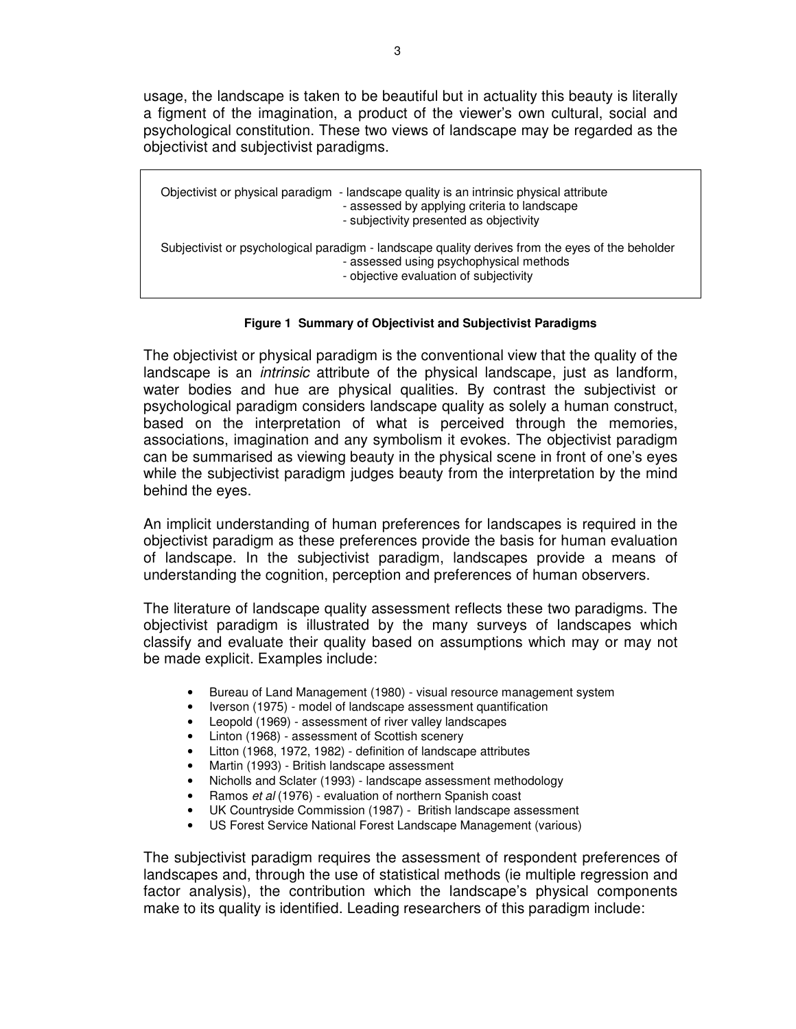usage, the landscape is taken to be beautiful but in actuality this beauty is literally a figment of the imagination, a product of the viewer's own cultural, social and psychological constitution. These two views of landscape may be regarded as the objectivist and subjectivist paradigms.

| | |
|---|---|
| Objectivist or physical paradigm | - landscape quality is an intrinsic physical attribute<br>- assessed by applying criteria to landscape<br>- subjectivity presented as objectivity |
| Subjectivist or psychological paradigm | - landscape quality derives from the eyes of the beholder<br>- assessed using psychophysical methods<br>- objective evaluation of subjectivity |

**Figure 1 Summary of Objectivist and Subjectivist Paradigms**

The objectivist or physical paradigm is the conventional view that the quality of the landscape is an *intrinsic* attribute of the physical landscape, just as landform, water bodies and hue are physical qualities. By contrast the subjectivist or psychological paradigm considers landscape quality as solely a human construct, based on the interpretation of what is perceived through the memories, associations, imagination and any symbolism it evokes. The objectivist paradigm can be summarised as viewing beauty in the physical scene in front of one's eyes while the subjectivist paradigm judges beauty from the interpretation by the mind behind the eyes.

An implicit understanding of human preferences for landscapes is required in the objectivist paradigm as these preferences provide the basis for human evaluation of landscape. In the subjectivist paradigm, landscapes provide a means of understanding the cognition, perception and preferences of human observers.

The literature of landscape quality assessment reflects these two paradigms. The objectivist paradigm is illustrated by the many surveys of landscapes which classify and evaluate their quality based on assumptions which may or may not be made explicit. Examples include:

- Bureau of Land Management (1980) - visual resource management system
- Iverson (1975) - model of landscape assessment quantification
- Leopold (1969) - assessment of river valley landscapes
- Linton (1968) - assessment of Scottish scenery
- Litton (1968, 1972, 1982) - definition of landscape attributes
- Martin (1993) - British landscape assessment
- Nicholls and Sclater (1993) - landscape assessment methodology
- Ramos *et al* (1976) - evaluation of northern Spanish coast
- UK Countryside Commission (1987) - British landscape assessment
- US Forest Service National Forest Landscape Management (various)

The subjectivist paradigm requires the assessment of respondent preferences of landscapes and, through the use of statistical methods (ie multiple regression and factor analysis), the contribution which the landscape's physical components make to its quality is identified. Leading researchers of this paradigm include: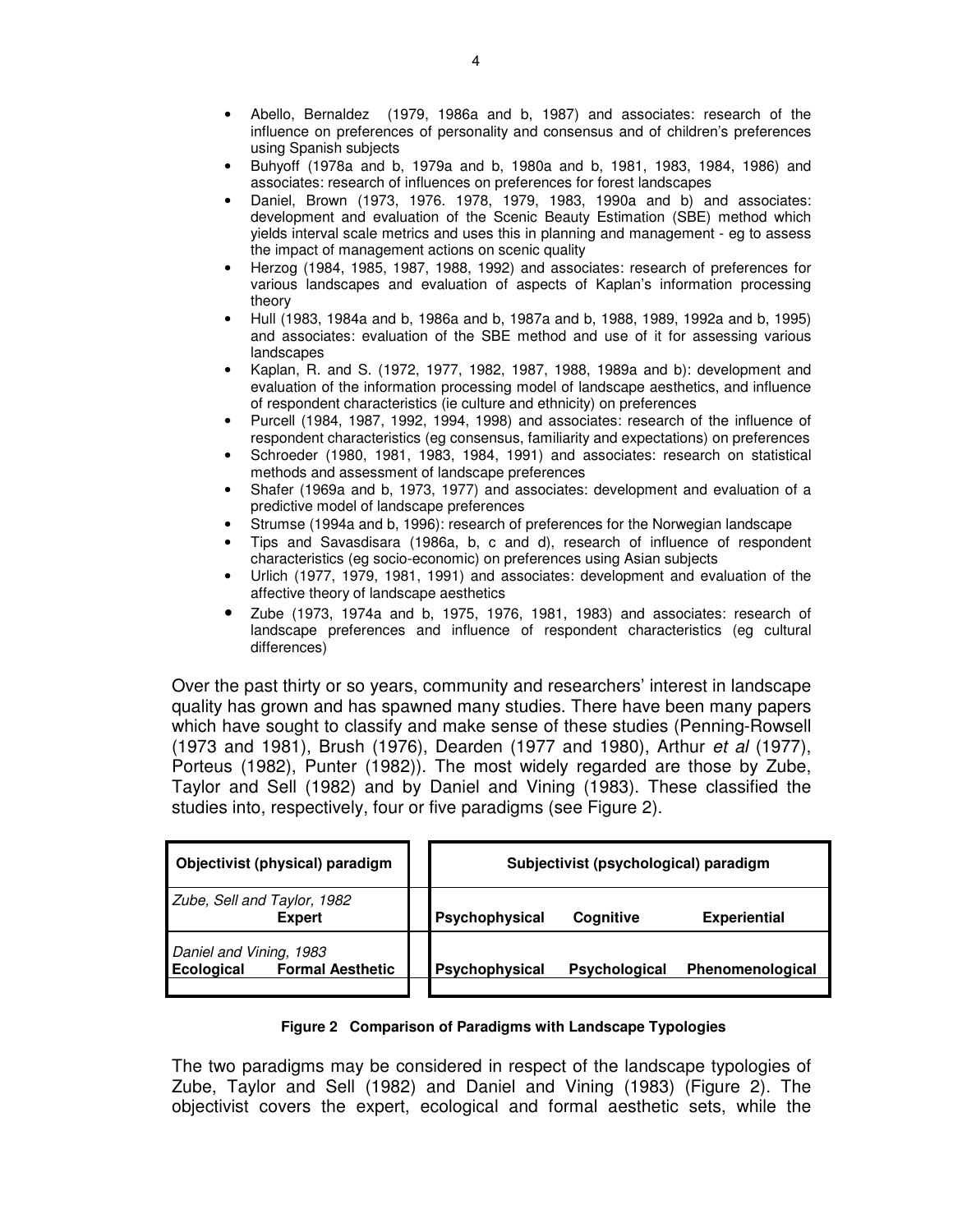- Abello, Bernaldez (1979, 1986a and b, 1987) and associates: research of the influence on preferences of personality and consensus and of children's preferences using Spanish subjects
- Buhyoff (1978a and b, 1979a and b, 1980a and b, 1981, 1983, 1984, 1986) and associates: research of influences on preferences for forest landscapes
- Daniel, Brown (1973, 1976. 1978, 1979, 1983, 1990a and b) and associates: development and evaluation of the Scenic Beauty Estimation (SBE) method which yields interval scale metrics and uses this in planning and management - eg to assess the impact of management actions on scenic quality
- Herzog (1984, 1985, 1987, 1988, 1992) and associates: research of preferences for various landscapes and evaluation of aspects of Kaplan's information processing theory
- Hull (1983, 1984a and b, 1986a and b, 1987a and b, 1988, 1989, 1992a and b, 1995) and associates: evaluation of the SBE method and use of it for assessing various landscapes
- Kaplan, R. and S. (1972, 1977, 1982, 1987, 1988, 1989a and b): development and evaluation of the information processing model of landscape aesthetics, and influence of respondent characteristics (ie culture and ethnicity) on preferences
- Purcell (1984, 1987, 1992, 1994, 1998) and associates: research of the influence of respondent characteristics (eg consensus, familiarity and expectations) on preferences
- Schroeder (1980, 1981, 1983, 1984, 1991) and associates: research on statistical methods and assessment of landscape preferences
- Shafer (1969a and b, 1973, 1977) and associates: development and evaluation of a predictive model of landscape preferences
- Strumse (1994a and b, 1996): research of preferences for the Norwegian landscape
- Tips and Savasdisara (1986a, b, c and d), research of influence of respondent characteristics (eg socio-economic) on preferences using Asian subjects
- Urlich (1977, 1979, 1981, 1991) and associates: development and evaluation of the affective theory of landscape aesthetics
- Zube (1973, 1974a and b, 1975, 1976, 1981, 1983) and associates: research of landscape preferences and influence of respondent characteristics (eg cultural differences)

Over the past thirty or so years, community and researchers' interest in landscape quality has grown and has spawned many studies. There have been many papers which have sought to classify and make sense of these studies (Penning-Rowsell (1973 and 1981), Brush (1976), Dearden (1977 and 1980), Arthur *et al* (1977), Porteus (1982), Punter (1982)). The most widely regarded are those by Zube, Taylor and Sell (1982) and by Daniel and Vining (1983). These classified the studies into, respectively, four or five paradigms (see Figure 2).

| **Objectivist (physical) paradigm** | | **Subjectivist (psychological) paradigm** | | |
|---|---|---|---|---|
| *Zube, Sell and Taylor, 1982* | **Expert** | **Psychophysical** | **Cognitive** | **Experiential** |
| *Daniel and Vining, 1983* **Ecological** | **Formal Aesthetic** | **Psychophysical** | **Psychological** | **Phenomenological** |

**Figure 2 Comparison of Paradigms with Landscape Typologies**

The two paradigms may be considered in respect of the landscape typologies of Zube, Taylor and Sell (1982) and Daniel and Vining (1983) (Figure 2). The objectivist covers the expert, ecological and formal aesthetic sets, while the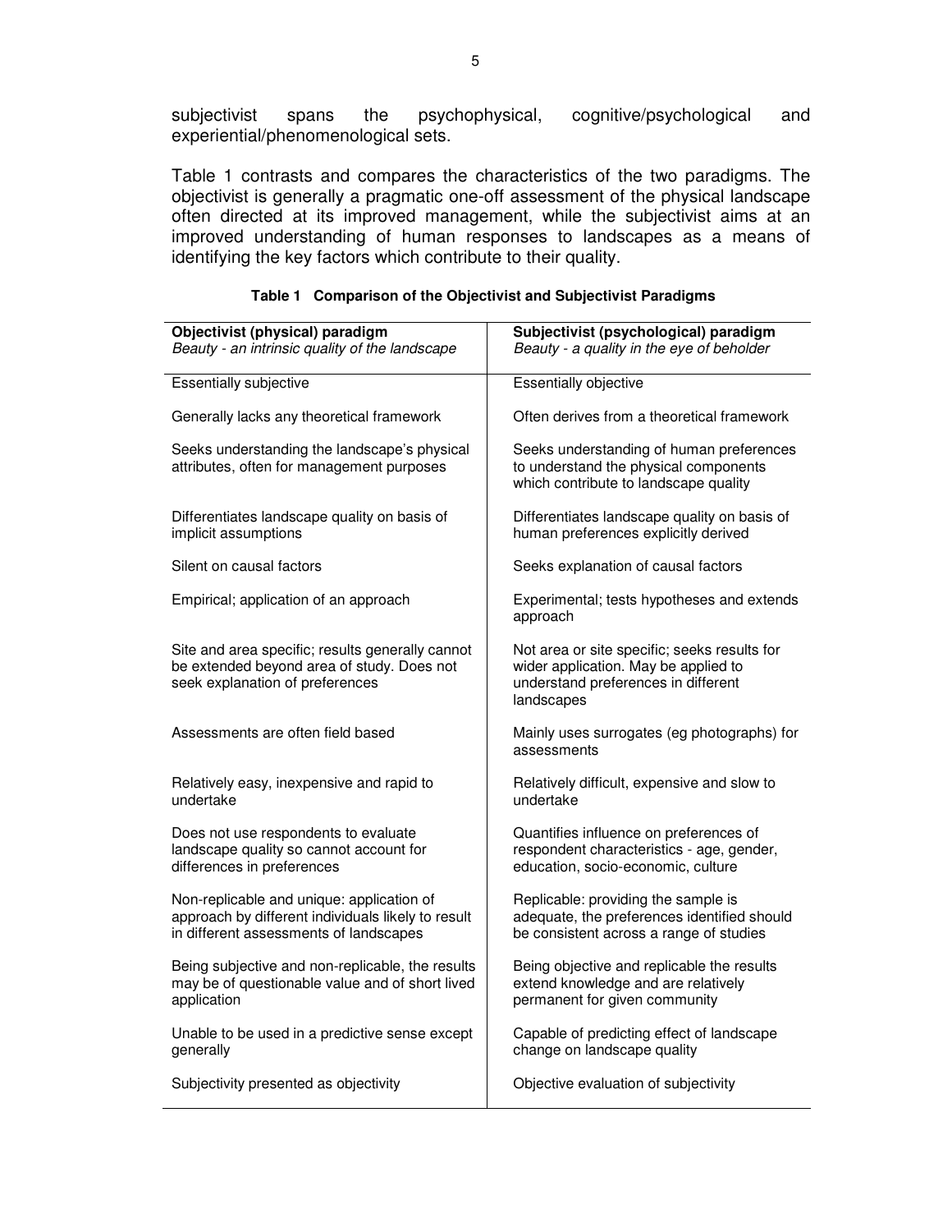subjectivist spans the psychophysical, cognitive/psychological and experiential/phenomenological sets.

Table 1 contrasts and compares the characteristics of the two paradigms. The objectivist is generally a pragmatic one-off assessment of the physical landscape often directed at its improved management, while the subjectivist aims at an improved understanding of human responses to landscapes as a means of identifying the key factors which contribute to their quality.

**Table 1 Comparison of the Objectivist and Subjectivist Paradigms**

| **Objectivist (physical) paradigm**<br>*Beauty - an intrinsic quality of the landscape* | **Subjectivist (psychological) paradigm**<br>*Beauty - a quality in the eye of beholder* |
|---|---|
| Essentially subjective | Essentially objective |
| Generally lacks any theoretical framework | Often derives from a theoretical framework |
| Seeks understanding the landscape's physical attributes, often for management purposes | Seeks understanding of human preferences to understand the physical components which contribute to landscape quality |
| Differentiates landscape quality on basis of implicit assumptions | Differentiates landscape quality on basis of human preferences explicitly derived |
| Silent on causal factors | Seeks explanation of causal factors |
| Empirical; application of an approach | Experimental; tests hypotheses and extends approach |
| Site and area specific; results generally cannot be extended beyond area of study. Does not seek explanation of preferences | Not area or site specific; seeks results for wider application. May be applied to understand preferences in different landscapes |
| Assessments are often field based | Mainly uses surrogates (eg photographs) for assessments |
| Relatively easy, inexpensive and rapid to undertake | Relatively difficult, expensive and slow to undertake |
| Does not use respondents to evaluate landscape quality so cannot account for differences in preferences | Quantifies influence on preferences of respondent characteristics - age, gender, education, socio-economic, culture |
| Non-replicable and unique: application of approach by different individuals likely to result in different assessments of landscapes | Replicable: providing the sample is adequate, the preferences identified should be consistent across a range of studies |
| Being subjective and non-replicable, the results may be of questionable value and of short lived application | Being objective and replicable the results extend knowledge and are relatively permanent for given community |
| Unable to be used in a predictive sense except generally | Capable of predicting effect of landscape change on landscape quality |
| Subjectivity presented as objectivity | Objective evaluation of subjectivity |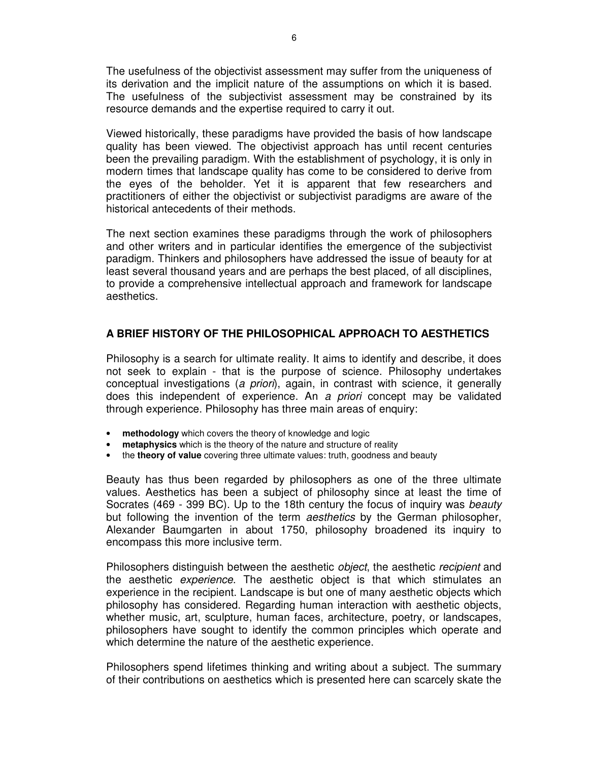The usefulness of the objectivist assessment may suffer from the uniqueness of its derivation and the implicit nature of the assumptions on which it is based. The usefulness of the subjectivist assessment may be constrained by its resource demands and the expertise required to carry it out.

Viewed historically, these paradigms have provided the basis of how landscape quality has been viewed. The objectivist approach has until recent centuries been the prevailing paradigm. With the establishment of psychology, it is only in modern times that landscape quality has come to be considered to derive from the eyes of the beholder. Yet it is apparent that few researchers and practitioners of either the objectivist or subjectivist paradigms are aware of the historical antecedents of their methods.

The next section examines these paradigms through the work of philosophers and other writers and in particular identifies the emergence of the subjectivist paradigm. Thinkers and philosophers have addressed the issue of beauty for at least several thousand years and are perhaps the best placed, of all disciplines, to provide a comprehensive intellectual approach and framework for landscape aesthetics.

## A BRIEF HISTORY OF THE PHILOSOPHICAL APPROACH TO AESTHETICS

Philosophy is a search for ultimate reality. It aims to identify and describe, it does not seek to explain - that is the purpose of science. Philosophy undertakes conceptual investigations (*a priori*), again, in contrast with science, it generally does this independent of experience. An *a priori* concept may be validated through experience. Philosophy has three main areas of enquiry:

- **methodology** which covers the theory of knowledge and logic
- **metaphysics** which is the theory of the nature and structure of reality
- the **theory of value** covering three ultimate values: truth, goodness and beauty

Beauty has thus been regarded by philosophers as one of the three ultimate values. Aesthetics has been a subject of philosophy since at least the time of Socrates (469 - 399 BC). Up to the 18th century the focus of inquiry was *beauty* but following the invention of the term *aesthetics* by the German philosopher, Alexander Baumgarten in about 1750, philosophy broadened its inquiry to encompass this more inclusive term.

Philosophers distinguish between the aesthetic *object*, the aesthetic *recipient* and the aesthetic *experience*. The aesthetic object is that which stimulates an experience in the recipient. Landscape is but one of many aesthetic objects which philosophy has considered. Regarding human interaction with aesthetic objects, whether music, art, sculpture, human faces, architecture, poetry, or landscapes, philosophers have sought to identify the common principles which operate and which determine the nature of the aesthetic experience.

Philosophers spend lifetimes thinking and writing about a subject. The summary of their contributions on aesthetics which is presented here can scarcely skate the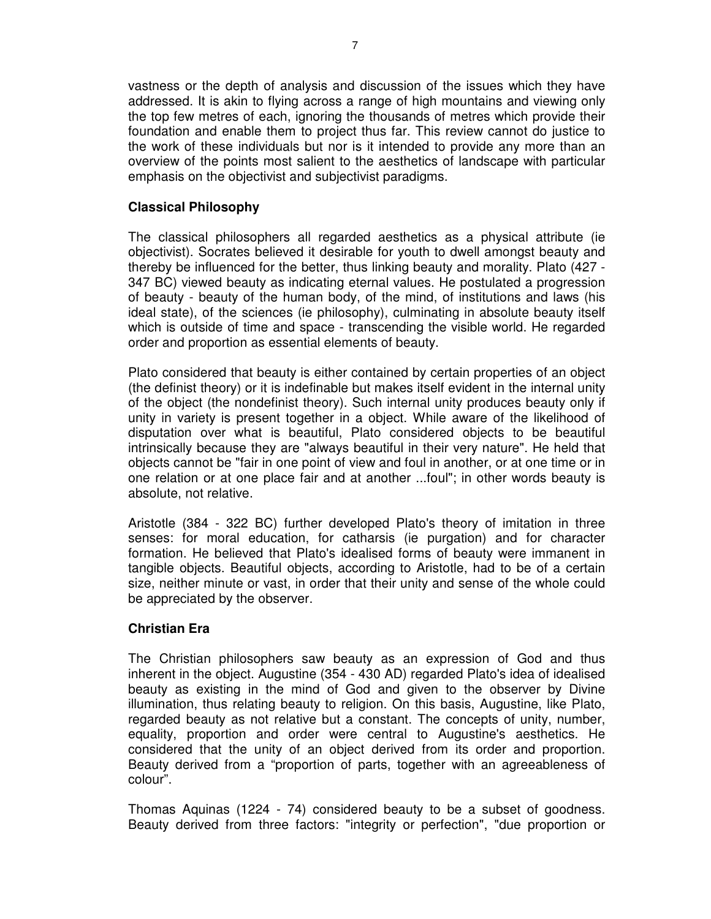vastness or the depth of analysis and discussion of the issues which they have addressed. It is akin to flying across a range of high mountains and viewing only the top few metres of each, ignoring the thousands of metres which provide their foundation and enable them to project thus far. This review cannot do justice to the work of these individuals but nor is it intended to provide any more than an overview of the points most salient to the aesthetics of landscape with particular emphasis on the objectivist and subjectivist paradigms.

### Classical Philosophy

The classical philosophers all regarded aesthetics as a physical attribute (ie objectivist). Socrates believed it desirable for youth to dwell amongst beauty and thereby be influenced for the better, thus linking beauty and morality. Plato (427 - 347 BC) viewed beauty as indicating eternal values. He postulated a progression of beauty - beauty of the human body, of the mind, of institutions and laws (his ideal state), of the sciences (ie philosophy), culminating in absolute beauty itself which is outside of time and space - transcending the visible world. He regarded order and proportion as essential elements of beauty.

Plato considered that beauty is either contained by certain properties of an object (the definist theory) or it is indefinable but makes itself evident in the internal unity of the object (the nondefinist theory). Such internal unity produces beauty only if unity in variety is present together in a object. While aware of the likelihood of disputation over what is beautiful, Plato considered objects to be beautiful intrinsically because they are "always beautiful in their very nature". He held that objects cannot be "fair in one point of view and foul in another, or at one time or in one relation or at one place fair and at another ...foul"; in other words beauty is absolute, not relative.

Aristotle (384 - 322 BC) further developed Plato's theory of imitation in three senses: for moral education, for catharsis (ie purgation) and for character formation. He believed that Plato's idealised forms of beauty were immanent in tangible objects. Beautiful objects, according to Aristotle, had to be of a certain size, neither minute or vast, in order that their unity and sense of the whole could be appreciated by the observer.

### Christian Era

The Christian philosophers saw beauty as an expression of God and thus inherent in the object. Augustine (354 - 430 AD) regarded Plato's idea of idealised beauty as existing in the mind of God and given to the observer by Divine illumination, thus relating beauty to religion. On this basis, Augustine, like Plato, regarded beauty as not relative but a constant. The concepts of unity, number, equality, proportion and order were central to Augustine's aesthetics. He considered that the unity of an object derived from its order and proportion. Beauty derived from a "proportion of parts, together with an agreeableness of colour".

Thomas Aquinas (1224 - 74) considered beauty to be a subset of goodness. Beauty derived from three factors: "integrity or perfection", "due proportion or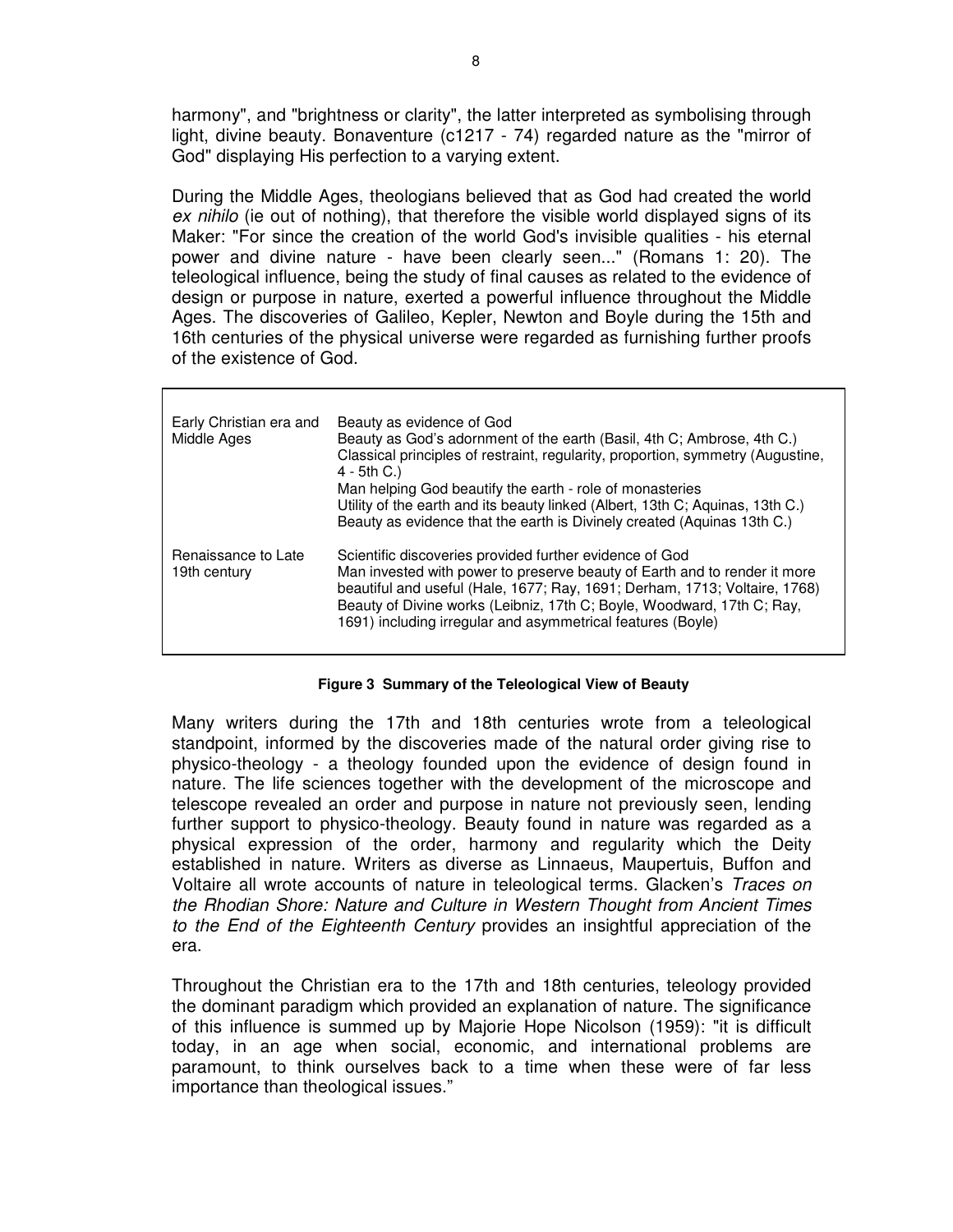harmony", and "brightness or clarity", the latter interpreted as symbolising through light, divine beauty. Bonaventure (c1217 - 74) regarded nature as the "mirror of God" displaying His perfection to a varying extent.

During the Middle Ages, theologians believed that as God had created the world *ex nihilo* (ie out of nothing), that therefore the visible world displayed signs of its Maker: "For since the creation of the world God's invisible qualities - his eternal power and divine nature - have been clearly seen..." (Romans 1: 20). The teleological influence, being the study of final causes as related to the evidence of design or purpose in nature, exerted a powerful influence throughout the Middle Ages. The discoveries of Galileo, Kepler, Newton and Boyle during the 15th and 16th centuries of the physical universe were regarded as furnishing further proofs of the existence of God.

| | |
|---|---|
| Early Christian era and Middle Ages | Beauty as evidence of God<br>Beauty as God's adornment of the earth (Basil, 4th C; Ambrose, 4th C.)<br>Classical principles of restraint, regularity, proportion, symmetry (Augustine, 4 - 5th C.)<br>Man helping God beautify the earth - role of monasteries<br>Utility of the earth and its beauty linked (Albert, 13th C; Aquinas, 13th C.)<br>Beauty as evidence that the earth is Divinely created (Aquinas 13th C.) |
| Renaissance to Late 19th century | Scientific discoveries provided further evidence of God<br>Man invested with power to preserve beauty of Earth and to render it more beautiful and useful (Hale, 1677; Ray, 1691; Derham, 1713; Voltaire, 1768)<br>Beauty of Divine works (Leibniz, 17th C; Boyle, Woodward, 17th C; Ray, 1691) including irregular and asymmetrical features (Boyle) |

**Figure 3 Summary of the Teleological View of Beauty**

Many writers during the 17th and 18th centuries wrote from a teleological standpoint, informed by the discoveries made of the natural order giving rise to physico-theology - a theology founded upon the evidence of design found in nature. The life sciences together with the development of the microscope and telescope revealed an order and purpose in nature not previously seen, lending further support to physico-theology. Beauty found in nature was regarded as a physical expression of the order, harmony and regularity which the Deity established in nature. Writers as diverse as Linnaeus, Maupertuis, Buffon and Voltaire all wrote accounts of nature in teleological terms. Glacken's *Traces on the Rhodian Shore: Nature and Culture in Western Thought from Ancient Times to the End of the Eighteenth Century* provides an insightful appreciation of the era.

Throughout the Christian era to the 17th and 18th centuries, teleology provided the dominant paradigm which provided an explanation of nature. The significance of this influence is summed up by Majorie Hope Nicolson (1959): "it is difficult today, in an age when social, economic, and international problems are paramount, to think ourselves back to a time when these were of far less importance than theological issues."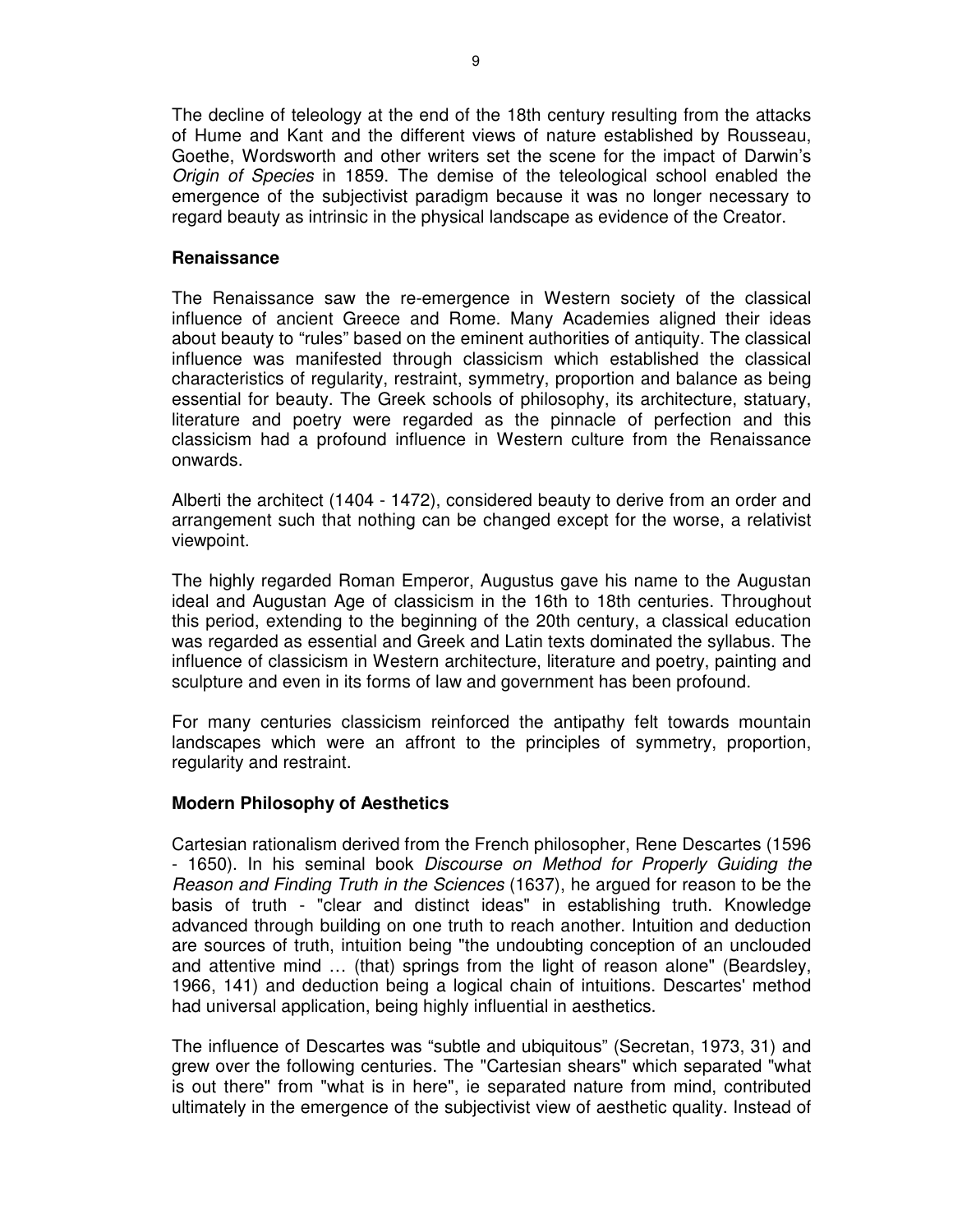The decline of teleology at the end of the 18th century resulting from the attacks of Hume and Kant and the different views of nature established by Rousseau, Goethe, Wordsworth and other writers set the scene for the impact of Darwin's *Origin of Species* in 1859. The demise of the teleological school enabled the emergence of the subjectivist paradigm because it was no longer necessary to regard beauty as intrinsic in the physical landscape as evidence of the Creator.

**Renaissance**

The Renaissance saw the re-emergence in Western society of the classical influence of ancient Greece and Rome. Many Academies aligned their ideas about beauty to "rules" based on the eminent authorities of antiquity. The classical influence was manifested through classicism which established the classical characteristics of regularity, restraint, symmetry, proportion and balance as being essential for beauty. The Greek schools of philosophy, its architecture, statuary, literature and poetry were regarded as the pinnacle of perfection and this classicism had a profound influence in Western culture from the Renaissance onwards.

Alberti the architect (1404 - 1472), considered beauty to derive from an order and arrangement such that nothing can be changed except for the worse, a relativist viewpoint.

The highly regarded Roman Emperor, Augustus gave his name to the Augustan ideal and Augustan Age of classicism in the 16th to 18th centuries. Throughout this period, extending to the beginning of the 20th century, a classical education was regarded as essential and Greek and Latin texts dominated the syllabus. The influence of classicism in Western architecture, literature and poetry, painting and sculpture and even in its forms of law and government has been profound.

For many centuries classicism reinforced the antipathy felt towards mountain landscapes which were an affront to the principles of symmetry, proportion, regularity and restraint.

**Modern Philosophy of Aesthetics**

Cartesian rationalism derived from the French philosopher, Rene Descartes (1596 - 1650). In his seminal book *Discourse on Method for Properly Guiding the Reason and Finding Truth in the Sciences* (1637), he argued for reason to be the basis of truth - "clear and distinct ideas" in establishing truth. Knowledge advanced through building on one truth to reach another. Intuition and deduction are sources of truth, intuition being "the undoubting conception of an unclouded and attentive mind … (that) springs from the light of reason alone" (Beardsley, 1966, 141) and deduction being a logical chain of intuitions. Descartes' method had universal application, being highly influential in aesthetics.

The influence of Descartes was "subtle and ubiquitous" (Secretan, 1973, 31) and grew over the following centuries. The "Cartesian shears" which separated "what is out there" from "what is in here", ie separated nature from mind, contributed ultimately in the emergence of the subjectivist view of aesthetic quality. Instead of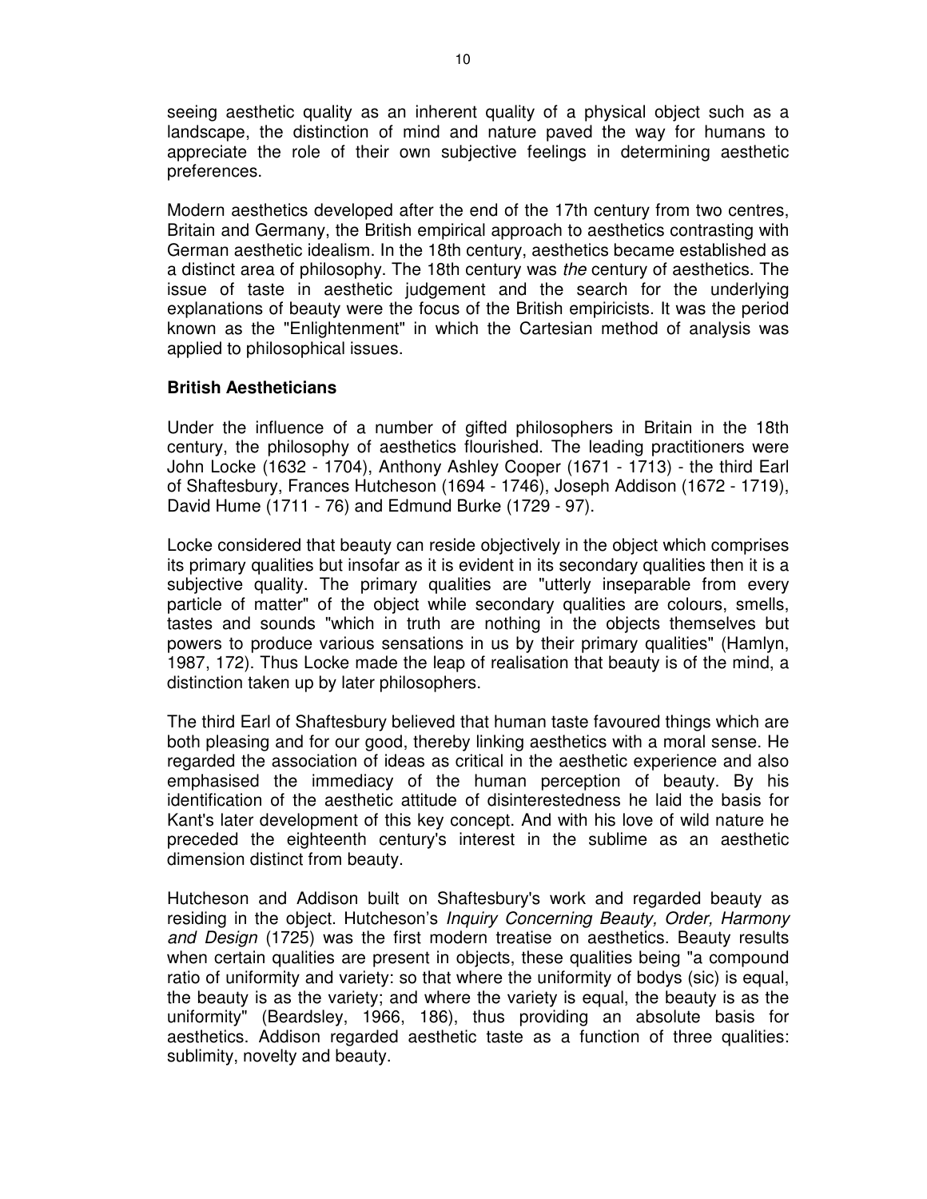seeing aesthetic quality as an inherent quality of a physical object such as a landscape, the distinction of mind and nature paved the way for humans to appreciate the role of their own subjective feelings in determining aesthetic preferences.

Modern aesthetics developed after the end of the 17th century from two centres, Britain and Germany, the British empirical approach to aesthetics contrasting with German aesthetic idealism. In the 18th century, aesthetics became established as a distinct area of philosophy. The 18th century was *the* century of aesthetics. The issue of taste in aesthetic judgement and the search for the underlying explanations of beauty were the focus of the British empiricists. It was the period known as the "Enlightenment" in which the Cartesian method of analysis was applied to philosophical issues.

**British Aestheticians**

Under the influence of a number of gifted philosophers in Britain in the 18th century, the philosophy of aesthetics flourished. The leading practitioners were John Locke (1632 - 1704), Anthony Ashley Cooper (1671 - 1713) - the third Earl of Shaftesbury, Frances Hutcheson (1694 - 1746), Joseph Addison (1672 - 1719), David Hume (1711 - 76) and Edmund Burke (1729 - 97).

Locke considered that beauty can reside objectively in the object which comprises its primary qualities but insofar as it is evident in its secondary qualities then it is a subjective quality. The primary qualities are "utterly inseparable from every particle of matter" of the object while secondary qualities are colours, smells, tastes and sounds "which in truth are nothing in the objects themselves but powers to produce various sensations in us by their primary qualities" (Hamlyn, 1987, 172). Thus Locke made the leap of realisation that beauty is of the mind, a distinction taken up by later philosophers.

The third Earl of Shaftesbury believed that human taste favoured things which are both pleasing and for our good, thereby linking aesthetics with a moral sense. He regarded the association of ideas as critical in the aesthetic experience and also emphasised the immediacy of the human perception of beauty. By his identification of the aesthetic attitude of disinterestedness he laid the basis for Kant's later development of this key concept. And with his love of wild nature he preceded the eighteenth century's interest in the sublime as an aesthetic dimension distinct from beauty.

Hutcheson and Addison built on Shaftesbury's work and regarded beauty as residing in the object. Hutcheson's *Inquiry Concerning Beauty, Order, Harmony and Design* (1725) was the first modern treatise on aesthetics. Beauty results when certain qualities are present in objects, these qualities being "a compound ratio of uniformity and variety: so that where the uniformity of bodys (sic) is equal, the beauty is as the variety; and where the variety is equal, the beauty is as the uniformity" (Beardsley, 1966, 186), thus providing an absolute basis for aesthetics. Addison regarded aesthetic taste as a function of three qualities: sublimity, novelty and beauty.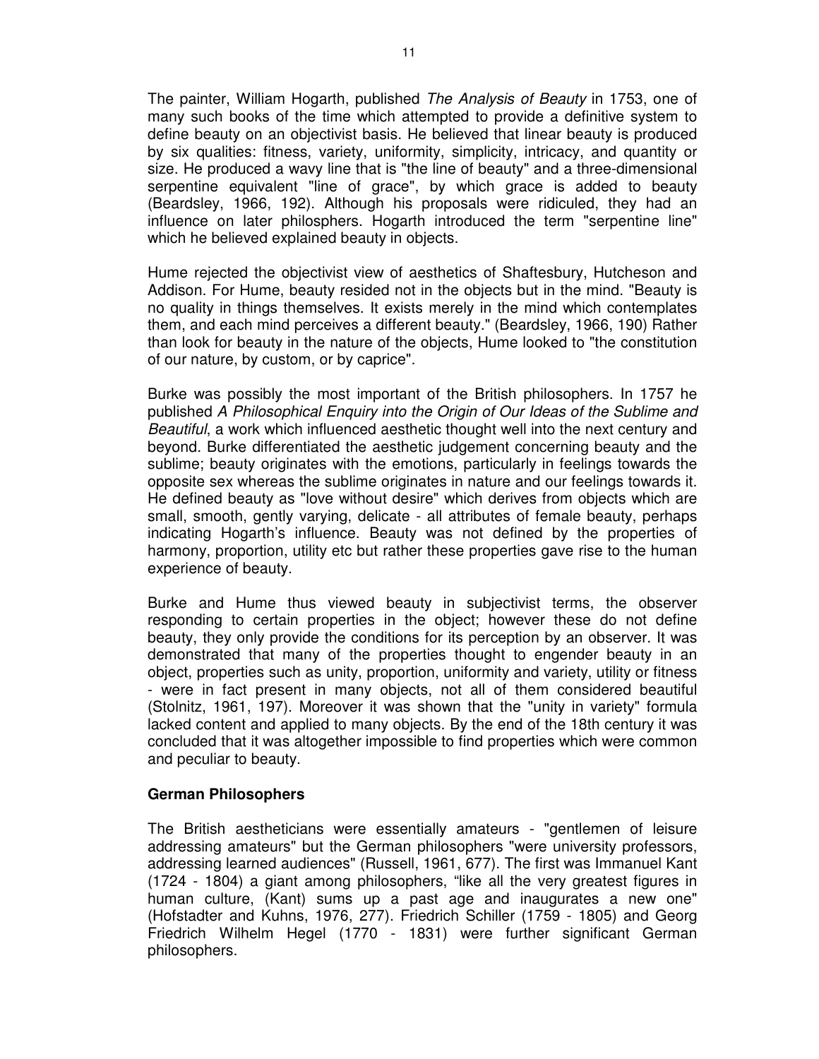The painter, William Hogarth, published *The Analysis of Beauty* in 1753, one of many such books of the time which attempted to provide a definitive system to define beauty on an objectivist basis. He believed that linear beauty is produced by six qualities: fitness, variety, uniformity, simplicity, intricacy, and quantity or size. He produced a wavy line that is "the line of beauty" and a three-dimensional serpentine equivalent "line of grace", by which grace is added to beauty (Beardsley, 1966, 192). Although his proposals were ridiculed, they had an influence on later philosphers. Hogarth introduced the term "serpentine line" which he believed explained beauty in objects.

Hume rejected the objectivist view of aesthetics of Shaftesbury, Hutcheson and Addison. For Hume, beauty resided not in the objects but in the mind. "Beauty is no quality in things themselves. It exists merely in the mind which contemplates them, and each mind perceives a different beauty." (Beardsley, 1966, 190) Rather than look for beauty in the nature of the objects, Hume looked to "the constitution of our nature, by custom, or by caprice".

Burke was possibly the most important of the British philosophers. In 1757 he published *A Philosophical Enquiry into the Origin of Our Ideas of the Sublime and Beautiful*, a work which influenced aesthetic thought well into the next century and beyond. Burke differentiated the aesthetic judgement concerning beauty and the sublime; beauty originates with the emotions, particularly in feelings towards the opposite sex whereas the sublime originates in nature and our feelings towards it. He defined beauty as "love without desire" which derives from objects which are small, smooth, gently varying, delicate - all attributes of female beauty, perhaps indicating Hogarth's influence. Beauty was not defined by the properties of harmony, proportion, utility etc but rather these properties gave rise to the human experience of beauty.

Burke and Hume thus viewed beauty in subjectivist terms, the observer responding to certain properties in the object; however these do not define beauty, they only provide the conditions for its perception by an observer. It was demonstrated that many of the properties thought to engender beauty in an object, properties such as unity, proportion, uniformity and variety, utility or fitness - were in fact present in many objects, not all of them considered beautiful (Stolnitz, 1961, 197). Moreover it was shown that the "unity in variety" formula lacked content and applied to many objects. By the end of the 18th century it was concluded that it was altogether impossible to find properties which were common and peculiar to beauty.

**German Philosophers**

The British aestheticians were essentially amateurs - "gentlemen of leisure addressing amateurs" but the German philosophers "were university professors, addressing learned audiences" (Russell, 1961, 677). The first was Immanuel Kant (1724 - 1804) a giant among philosophers, "like all the very greatest figures in human culture, (Kant) sums up a past age and inaugurates a new one" (Hofstadter and Kuhns, 1976, 277). Friedrich Schiller (1759 - 1805) and Georg Friedrich Wilhelm Hegel (1770 - 1831) were further significant German philosophers.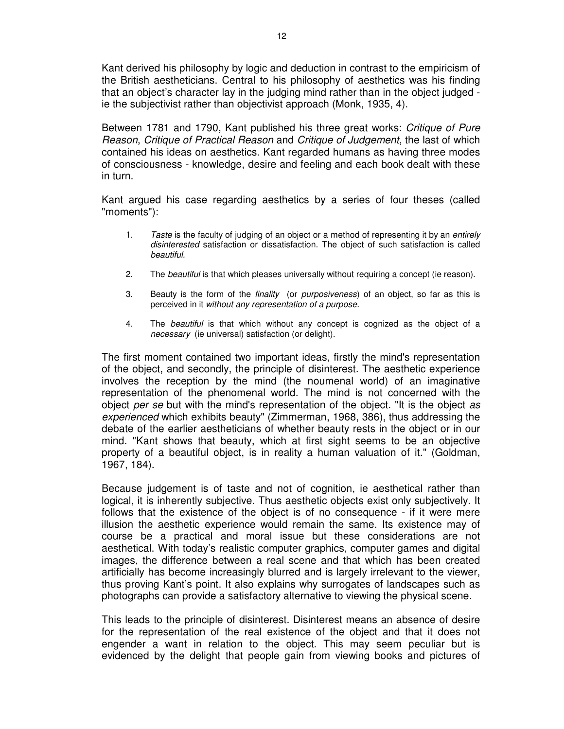Kant derived his philosophy by logic and deduction in contrast to the empiricism of the British aestheticians. Central to his philosophy of aesthetics was his finding that an object's character lay in the judging mind rather than in the object judged - ie the subjectivist rather than objectivist approach (Monk, 1935, 4).

Between 1781 and 1790, Kant published his three great works: *Critique of Pure Reason*, *Critique of Practical Reason* and *Critique of Judgement*, the last of which contained his ideas on aesthetics. Kant regarded humans as having three modes of consciousness - knowledge, desire and feeling and each book dealt with these in turn.

Kant argued his case regarding aesthetics by a series of four theses (called "moments"):

1. *Taste* is the faculty of judging of an object or a method of representing it by an *entirely disinterested* satisfaction or dissatisfaction. The object of such satisfaction is called *beautiful*.
2. The *beautiful* is that which pleases universally without requiring a concept (ie reason).
3. Beauty is the form of the *finality* (or *purposiveness*) of an object, so far as this is perceived in it *without any representation of a purpose*.
4. The *beautiful* is that which without any concept is cognized as the object of a *necessary* (ie universal) satisfaction (or delight).

The first moment contained two important ideas, firstly the mind's representation of the object, and secondly, the principle of disinterest. The aesthetic experience involves the reception by the mind (the noumenal world) of an imaginative representation of the phenomenal world. The mind is not concerned with the object *per se* but with the mind's representation of the object. "It is the object *as experienced* which exhibits beauty" (Zimmerman, 1968, 386), thus addressing the debate of the earlier aestheticians of whether beauty rests in the object or in our mind. "Kant shows that beauty, which at first sight seems to be an objective property of a beautiful object, is in reality a human valuation of it." (Goldman, 1967, 184).

Because judgement is of taste and not of cognition, ie aesthetical rather than logical, it is inherently subjective. Thus aesthetic objects exist only subjectively. It follows that the existence of the object is of no consequence - if it were mere illusion the aesthetic experience would remain the same. Its existence may of course be a practical and moral issue but these considerations are not aesthetical. With today's realistic computer graphics, computer games and digital images, the difference between a real scene and that which has been created artificially has become increasingly blurred and is largely irrelevant to the viewer, thus proving Kant's point. It also explains why surrogates of landscapes such as photographs can provide a satisfactory alternative to viewing the physical scene.

This leads to the principle of disinterest. Disinterest means an absence of desire for the representation of the real existence of the object and that it does not engender a want in relation to the object. This may seem peculiar but is evidenced by the delight that people gain from viewing books and pictures of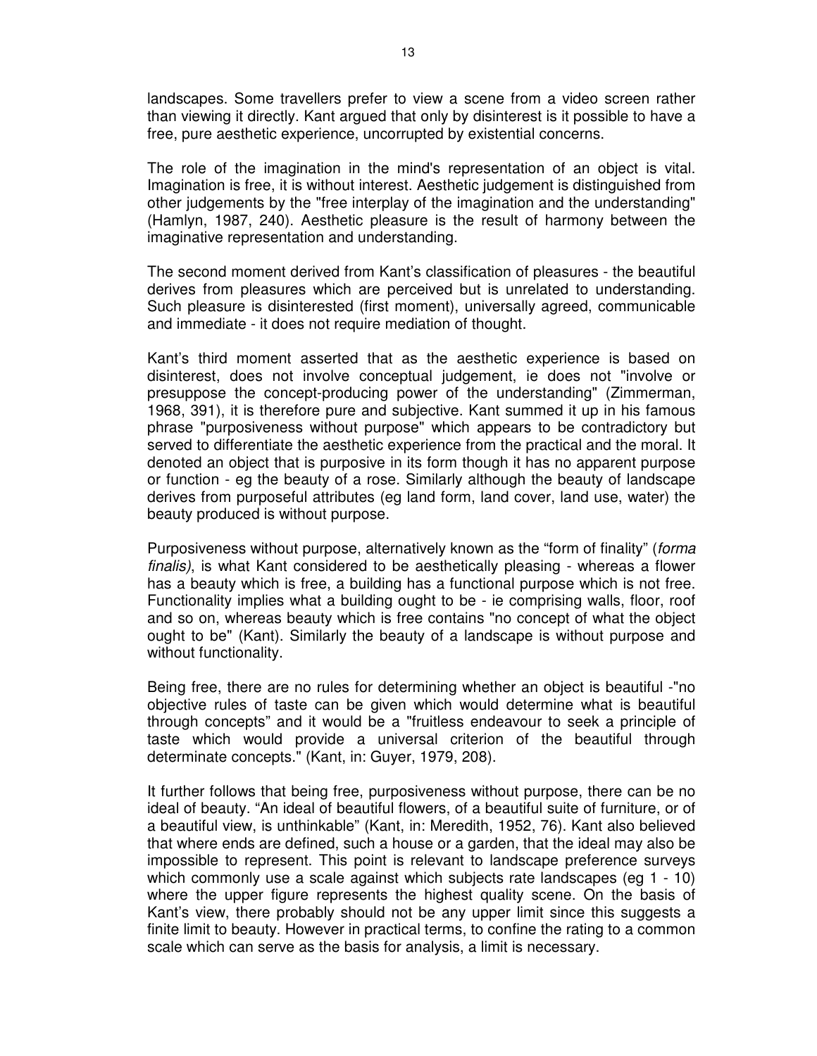landscapes. Some travellers prefer to view a scene from a video screen rather than viewing it directly. Kant argued that only by disinterest is it possible to have a free, pure aesthetic experience, uncorrupted by existential concerns.

The role of the imagination in the mind's representation of an object is vital. Imagination is free, it is without interest. Aesthetic judgement is distinguished from other judgements by the "free interplay of the imagination and the understanding" (Hamlyn, 1987, 240). Aesthetic pleasure is the result of harmony between the imaginative representation and understanding.

The second moment derived from Kant's classification of pleasures - the beautiful derives from pleasures which are perceived but is unrelated to understanding. Such pleasure is disinterested (first moment), universally agreed, communicable and immediate - it does not require mediation of thought.

Kant's third moment asserted that as the aesthetic experience is based on disinterest, does not involve conceptual judgement, ie does not "involve or presuppose the concept-producing power of the understanding" (Zimmerman, 1968, 391), it is therefore pure and subjective. Kant summed it up in his famous phrase "purposiveness without purpose" which appears to be contradictory but served to differentiate the aesthetic experience from the practical and the moral. It denoted an object that is purposive in its form though it has no apparent purpose or function - eg the beauty of a rose. Similarly although the beauty of landscape derives from purposeful attributes (eg land form, land cover, land use, water) the beauty produced is without purpose.

Purposiveness without purpose, alternatively known as the "form of finality" (*forma finalis)*, is what Kant considered to be aesthetically pleasing - whereas a flower has a beauty which is free, a building has a functional purpose which is not free. Functionality implies what a building ought to be - ie comprising walls, floor, roof and so on, whereas beauty which is free contains "no concept of what the object ought to be" (Kant). Similarly the beauty of a landscape is without purpose and without functionality.

Being free, there are no rules for determining whether an object is beautiful -"no objective rules of taste can be given which would determine what is beautiful through concepts" and it would be a "fruitless endeavour to seek a principle of taste which would provide a universal criterion of the beautiful through determinate concepts." (Kant, in: Guyer, 1979, 208).

It further follows that being free, purposiveness without purpose, there can be no ideal of beauty. "An ideal of beautiful flowers, of a beautiful suite of furniture, or of a beautiful view, is unthinkable" (Kant, in: Meredith, 1952, 76). Kant also believed that where ends are defined, such a house or a garden, that the ideal may also be impossible to represent. This point is relevant to landscape preference surveys which commonly use a scale against which subjects rate landscapes (eg 1 - 10) where the upper figure represents the highest quality scene. On the basis of Kant's view, there probably should not be any upper limit since this suggests a finite limit to beauty. However in practical terms, to confine the rating to a common scale which can serve as the basis for analysis, a limit is necessary.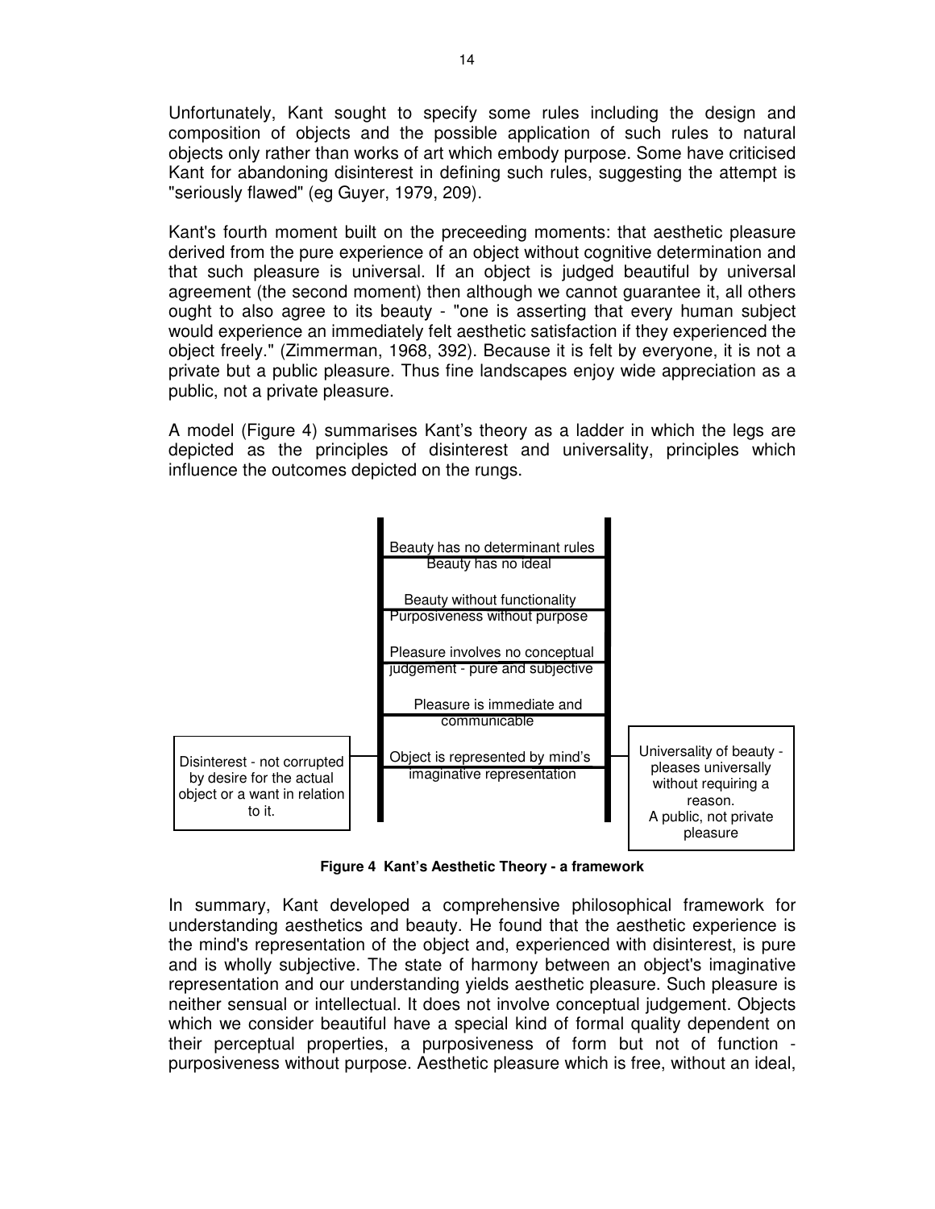Unfortunately, Kant sought to specify some rules including the design and composition of objects and the possible application of such rules to natural objects only rather than works of art which embody purpose. Some have criticised Kant for abandoning disinterest in defining such rules, suggesting the attempt is "seriously flawed" (eg Guyer, 1979, 209).

Kant's fourth moment built on the preceeding moments: that aesthetic pleasure derived from the pure experience of an object without cognitive determination and that such pleasure is universal. If an object is judged beautiful by universal agreement (the second moment) then although we cannot guarantee it, all others ought to also agree to its beauty - "one is asserting that every human subject would experience an immediately felt aesthetic satisfaction if they experienced the object freely." (Zimmerman, 1968, 392). Because it is felt by everyone, it is not a private but a public pleasure. Thus fine landscapes enjoy wide appreciation as a public, not a private pleasure.

A model (Figure 4) summarises Kant's theory as a ladder in which the legs are depicted as the principles of disinterest and universality, principles which influence the outcomes depicted on the rungs.

Beauty has no determinant rules
Beauty has no ideal

Beauty without functionality
Purposiveness without purpose

Pleasure involves no conceptual
judgement - pure and subjective

Pleasure is immediate and
communicable

Object is represented by mind's
imaginative representation

Disinterest - not corrupted by desire for the actual object or a want in relation to it.

Universality of beauty - pleases universally without requiring a reason.
A public, not private pleasure

**Figure 4 Kant's Aesthetic Theory - a framework**

In summary, Kant developed a comprehensive philosophical framework for understanding aesthetics and beauty. He found that the aesthetic experience is the mind's representation of the object and, experienced with disinterest, is pure and is wholly subjective. The state of harmony between an object's imaginative representation and our understanding yields aesthetic pleasure. Such pleasure is neither sensual or intellectual. It does not involve conceptual judgement. Objects which we consider beautiful have a special kind of formal quality dependent on their perceptual properties, a purposiveness of form but not of function - purposiveness without purpose. Aesthetic pleasure which is free, without an ideal,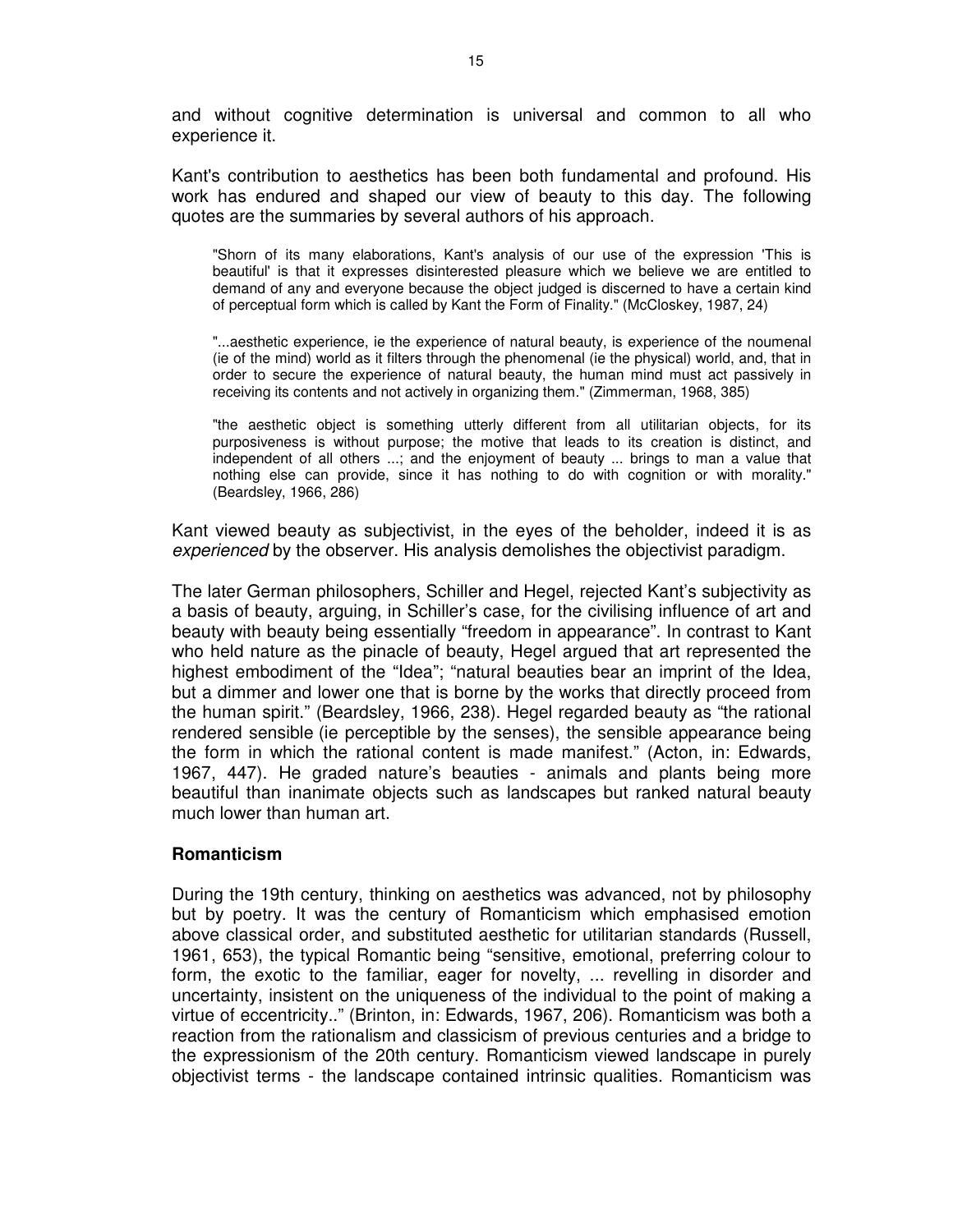and without cognitive determination is universal and common to all who experience it.

Kant's contribution to aesthetics has been both fundamental and profound. His work has endured and shaped our view of beauty to this day. The following quotes are the summaries by several authors of his approach.

> "Shorn of its many elaborations, Kant's analysis of our use of the expression 'This is beautiful' is that it expresses disinterested pleasure which we believe we are entitled to demand of any and everyone because the object judged is discerned to have a certain kind of perceptual form which is called by Kant the Form of Finality." (McCloskey, 1987, 24)

> "...aesthetic experience, ie the experience of natural beauty, is experience of the noumenal (ie of the mind) world as it filters through the phenomenal (ie the physical) world, and, that in order to secure the experience of natural beauty, the human mind must act passively in receiving its contents and not actively in organizing them." (Zimmerman, 1968, 385)

> "the aesthetic object is something utterly different from all utilitarian objects, for its purposiveness is without purpose; the motive that leads to its creation is distinct, and independent of all others ...; and the enjoyment of beauty ... brings to man a value that nothing else can provide, since it has nothing to do with cognition or with morality." (Beardsley, 1966, 286)

Kant viewed beauty as subjectivist, in the eyes of the beholder, indeed it is as *experienced* by the observer. His analysis demolishes the objectivist paradigm.

The later German philosophers, Schiller and Hegel, rejected Kant's subjectivity as a basis of beauty, arguing, in Schiller's case, for the civilising influence of art and beauty with beauty being essentially "freedom in appearance". In contrast to Kant who held nature as the pinacle of beauty, Hegel argued that art represented the highest embodiment of the "Idea"; "natural beauties bear an imprint of the Idea, but a dimmer and lower one that is borne by the works that directly proceed from the human spirit." (Beardsley, 1966, 238). Hegel regarded beauty as "the rational rendered sensible (ie perceptible by the senses), the sensible appearance being the form in which the rational content is made manifest." (Acton, in: Edwards, 1967, 447). He graded nature's beauties - animals and plants being more beautiful than inanimate objects such as landscapes but ranked natural beauty much lower than human art.

**Romanticism**

During the 19th century, thinking on aesthetics was advanced, not by philosophy but by poetry. It was the century of Romanticism which emphasised emotion above classical order, and substituted aesthetic for utilitarian standards (Russell, 1961, 653), the typical Romantic being "sensitive, emotional, preferring colour to form, the exotic to the familiar, eager for novelty, ... revelling in disorder and uncertainty, insistent on the uniqueness of the individual to the point of making a virtue of eccentricity.." (Brinton, in: Edwards, 1967, 206). Romanticism was both a reaction from the rationalism and classicism of previous centuries and a bridge to the expressionism of the 20th century. Romanticism viewed landscape in purely objectivist terms - the landscape contained intrinsic qualities. Romanticism was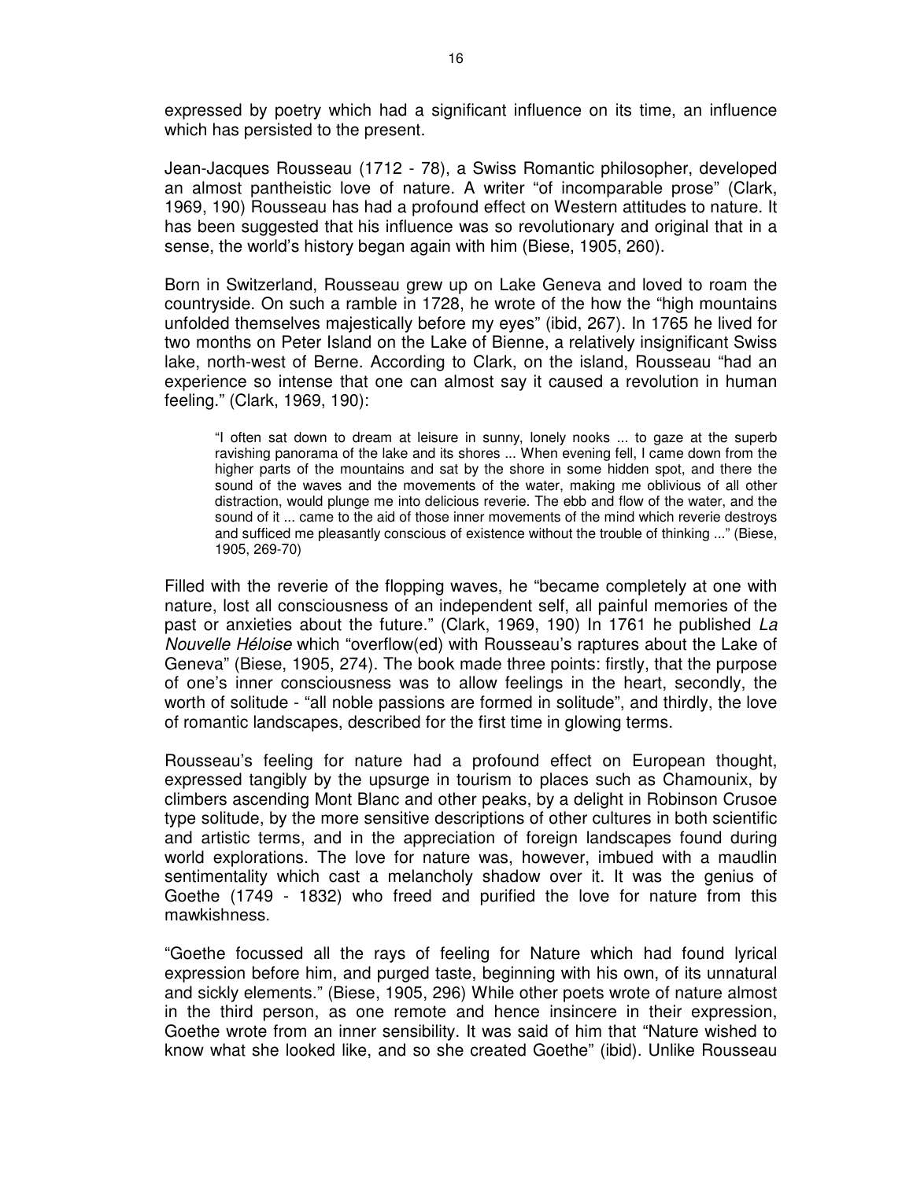expressed by poetry which had a significant influence on its time, an influence which has persisted to the present.

Jean-Jacques Rousseau (1712 - 78), a Swiss Romantic philosopher, developed an almost pantheistic love of nature. A writer "of incomparable prose" (Clark, 1969, 190) Rousseau has had a profound effect on Western attitudes to nature. It has been suggested that his influence was so revolutionary and original that in a sense, the world's history began again with him (Biese, 1905, 260).

Born in Switzerland, Rousseau grew up on Lake Geneva and loved to roam the countryside. On such a ramble in 1728, he wrote of the how the "high mountains unfolded themselves majestically before my eyes" (ibid, 267). In 1765 he lived for two months on Peter Island on the Lake of Bienne, a relatively insignificant Swiss lake, north-west of Berne. According to Clark, on the island, Rousseau "had an experience so intense that one can almost say it caused a revolution in human feeling." (Clark, 1969, 190):

> "I often sat down to dream at leisure in sunny, lonely nooks ... to gaze at the superb ravishing panorama of the lake and its shores ... When evening fell, I came down from the higher parts of the mountains and sat by the shore in some hidden spot, and there the sound of the waves and the movements of the water, making me oblivious of all other distraction, would plunge me into delicious reverie. The ebb and flow of the water, and the sound of it ... came to the aid of those inner movements of the mind which reverie destroys and sufficed me pleasantly conscious of existence without the trouble of thinking ..." (Biese, 1905, 269-70)

Filled with the reverie of the flopping waves, he "became completely at one with nature, lost all consciousness of an independent self, all painful memories of the past or anxieties about the future." (Clark, 1969, 190) In 1761 he published *La Nouvelle Héloise* which "overflow(ed) with Rousseau's raptures about the Lake of Geneva" (Biese, 1905, 274). The book made three points: firstly, that the purpose of one's inner consciousness was to allow feelings in the heart, secondly, the worth of solitude - "all noble passions are formed in solitude", and thirdly, the love of romantic landscapes, described for the first time in glowing terms.

Rousseau's feeling for nature had a profound effect on European thought, expressed tangibly by the upsurge in tourism to places such as Chamounix, by climbers ascending Mont Blanc and other peaks, by a delight in Robinson Crusoe type solitude, by the more sensitive descriptions of other cultures in both scientific and artistic terms, and in the appreciation of foreign landscapes found during world explorations. The love for nature was, however, imbued with a maudlin sentimentality which cast a melancholy shadow over it. It was the genius of Goethe (1749 - 1832) who freed and purified the love for nature from this mawkishness.

"Goethe focussed all the rays of feeling for Nature which had found lyrical expression before him, and purged taste, beginning with his own, of its unnatural and sickly elements." (Biese, 1905, 296) While other poets wrote of nature almost in the third person, as one remote and hence insincere in their expression, Goethe wrote from an inner sensibility. It was said of him that "Nature wished to know what she looked like, and so she created Goethe" (ibid). Unlike Rousseau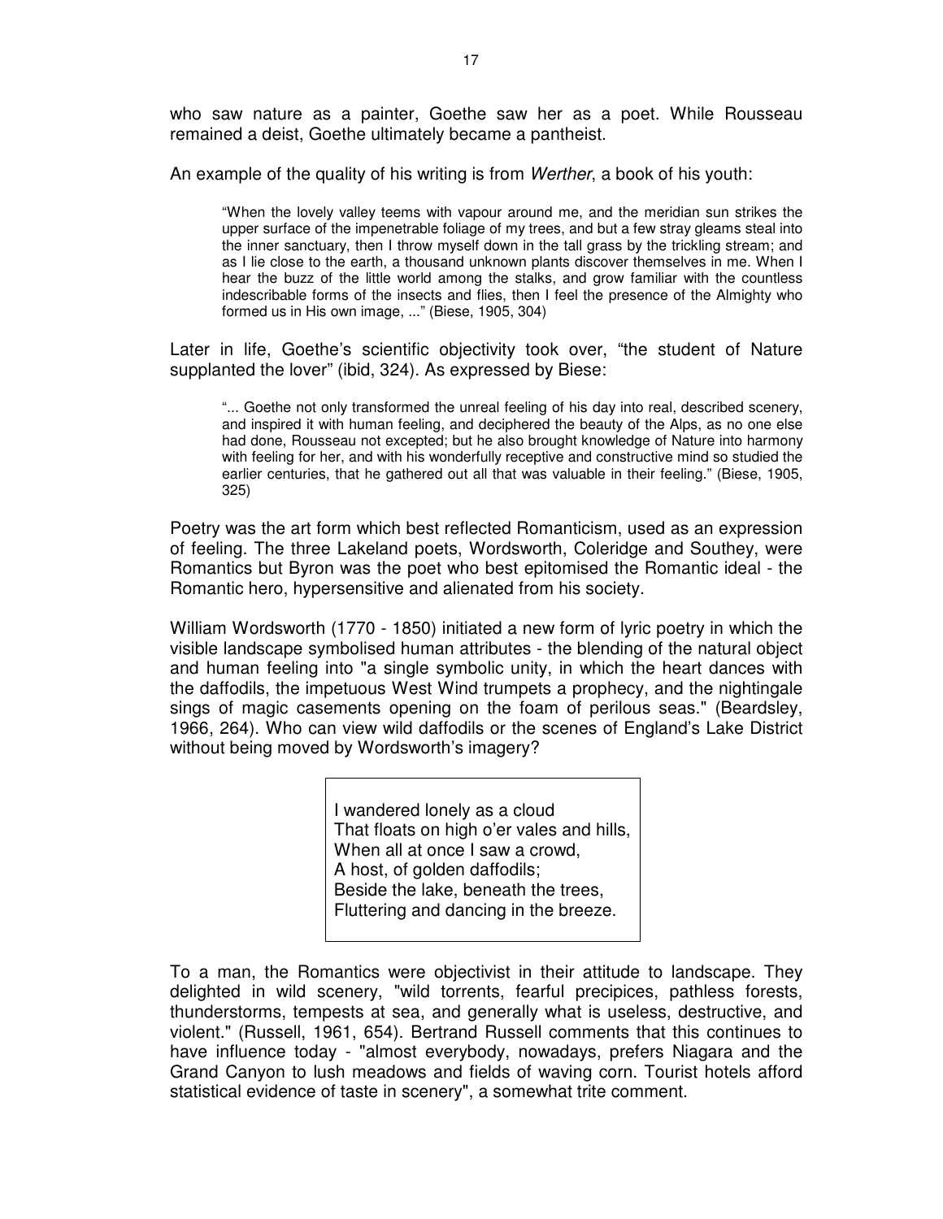who saw nature as a painter, Goethe saw her as a poet. While Rousseau remained a deist, Goethe ultimately became a pantheist.

An example of the quality of his writing is from *Werther*, a book of his youth:

> "When the lovely valley teems with vapour around me, and the meridian sun strikes the upper surface of the impenetrable foliage of my trees, and but a few stray gleams steal into the inner sanctuary, then I throw myself down in the tall grass by the trickling stream; and as I lie close to the earth, a thousand unknown plants discover themselves in me. When I hear the buzz of the little world among the stalks, and grow familiar with the countless indescribable forms of the insects and flies, then I feel the presence of the Almighty who formed us in His own image, ..." (Biese, 1905, 304)

Later in life, Goethe's scientific objectivity took over, "the student of Nature supplanted the lover" (ibid, 324). As expressed by Biese:

> "... Goethe not only transformed the unreal feeling of his day into real, described scenery, and inspired it with human feeling, and deciphered the beauty of the Alps, as no one else had done, Rousseau not excepted; but he also brought knowledge of Nature into harmony with feeling for her, and with his wonderfully receptive and constructive mind so studied the earlier centuries, that he gathered out all that was valuable in their feeling." (Biese, 1905, 325)

Poetry was the art form which best reflected Romanticism, used as an expression of feeling. The three Lakeland poets, Wordsworth, Coleridge and Southey, were Romantics but Byron was the poet who best epitomised the Romantic ideal - the Romantic hero, hypersensitive and alienated from his society.

William Wordsworth (1770 - 1850) initiated a new form of lyric poetry in which the visible landscape symbolised human attributes - the blending of the natural object and human feeling into "a single symbolic unity, in which the heart dances with the daffodils, the impetuous West Wind trumpets a prophecy, and the nightingale sings of magic casements opening on the foam of perilous seas." (Beardsley, 1966, 264). Who can view wild daffodils or the scenes of England's Lake District without being moved by Wordsworth's imagery?

> I wandered lonely as a cloud
> That floats on high o'er vales and hills,
> When all at once I saw a crowd,
> A host, of golden daffodils;
> Beside the lake, beneath the trees,
> Fluttering and dancing in the breeze.

To a man, the Romantics were objectivist in their attitude to landscape. They delighted in wild scenery, "wild torrents, fearful precipices, pathless forests, thunderstorms, tempests at sea, and generally what is useless, destructive, and violent." (Russell, 1961, 654). Bertrand Russell comments that this continues to have influence today - "almost everybody, nowadays, prefers Niagara and the Grand Canyon to lush meadows and fields of waving corn. Tourist hotels afford statistical evidence of taste in scenery", a somewhat trite comment.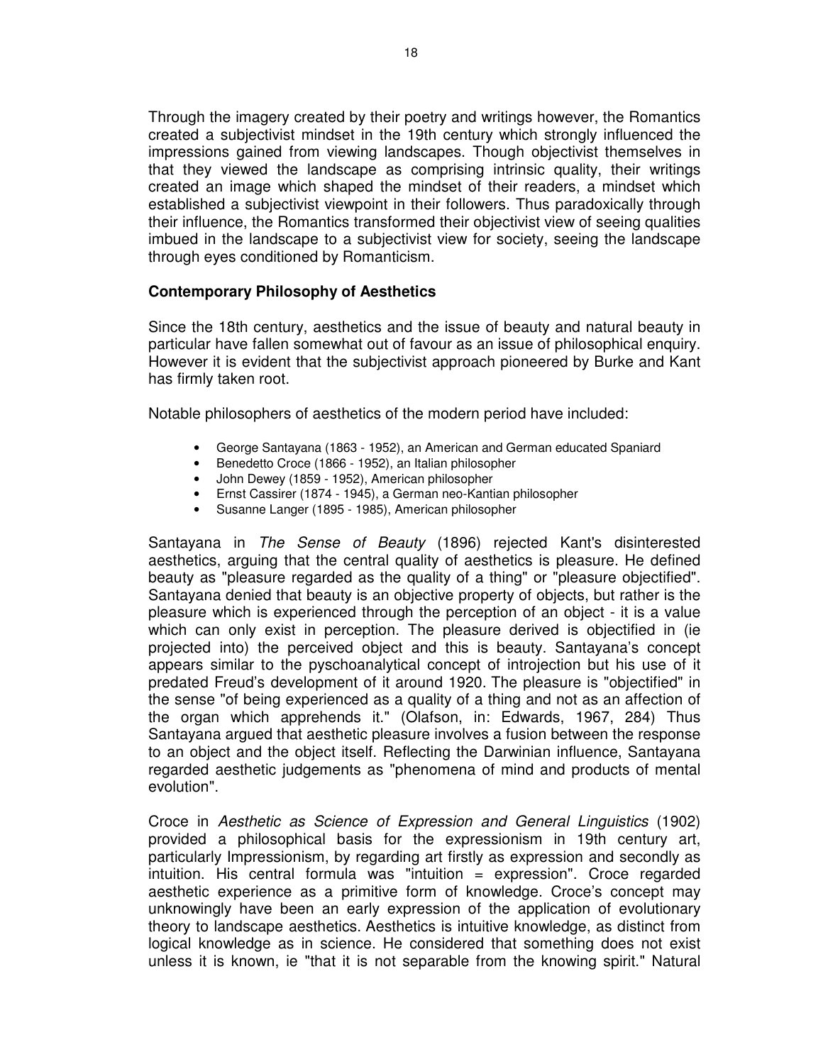Through the imagery created by their poetry and writings however, the Romantics created a subjectivist mindset in the 19th century which strongly influenced the impressions gained from viewing landscapes. Though objectivist themselves in that they viewed the landscape as comprising intrinsic quality, their writings created an image which shaped the mindset of their readers, a mindset which established a subjectivist viewpoint in their followers. Thus paradoxically through their influence, the Romantics transformed their objectivist view of seeing qualities imbued in the landscape to a subjectivist view for society, seeing the landscape through eyes conditioned by Romanticism.

**Contemporary Philosophy of Aesthetics**

Since the 18th century, aesthetics and the issue of beauty and natural beauty in particular have fallen somewhat out of favour as an issue of philosophical enquiry. However it is evident that the subjectivist approach pioneered by Burke and Kant has firmly taken root.

Notable philosophers of aesthetics of the modern period have included:

- George Santayana (1863 - 1952), an American and German educated Spaniard
- Benedetto Croce (1866 - 1952), an Italian philosopher
- John Dewey (1859 - 1952), American philosopher
- Ernst Cassirer (1874 - 1945), a German neo-Kantian philosopher
- Susanne Langer (1895 - 1985), American philosopher

Santayana in *The Sense of Beauty* (1896) rejected Kant's disinterested aesthetics, arguing that the central quality of aesthetics is pleasure. He defined beauty as "pleasure regarded as the quality of a thing" or "pleasure objectified". Santayana denied that beauty is an objective property of objects, but rather is the pleasure which is experienced through the perception of an object - it is a value which can only exist in perception. The pleasure derived is objectified in (ie projected into) the perceived object and this is beauty. Santayana's concept appears similar to the pyschoanalytical concept of introjection but his use of it predated Freud's development of it around 1920. The pleasure is "objectified" in the sense "of being experienced as a quality of a thing and not as an affection of the organ which apprehends it." (Olafson, in: Edwards, 1967, 284) Thus Santayana argued that aesthetic pleasure involves a fusion between the response to an object and the object itself. Reflecting the Darwinian influence, Santayana regarded aesthetic judgements as "phenomena of mind and products of mental evolution".

Croce in *Aesthetic as Science of Expression and General Linguistics* (1902) provided a philosophical basis for the expressionism in 19th century art, particularly Impressionism, by regarding art firstly as expression and secondly as intuition. His central formula was "intuition = expression". Croce regarded aesthetic experience as a primitive form of knowledge. Croce's concept may unknowingly have been an early expression of the application of evolutionary theory to landscape aesthetics. Aesthetics is intuitive knowledge, as distinct from logical knowledge as in science. He considered that something does not exist unless it is known, ie "that it is not separable from the knowing spirit." Natural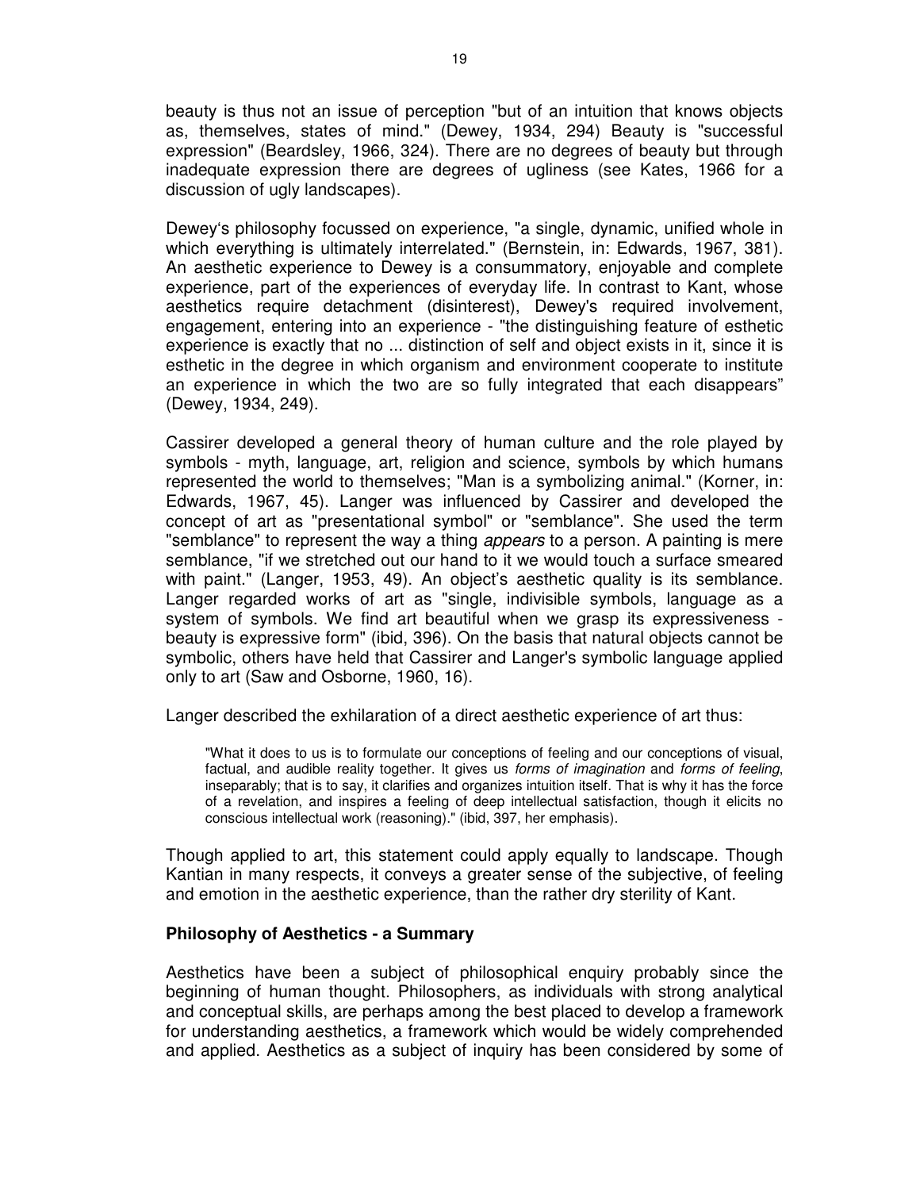beauty is thus not an issue of perception "but of an intuition that knows objects as, themselves, states of mind." (Dewey, 1934, 294) Beauty is "successful expression" (Beardsley, 1966, 324). There are no degrees of beauty but through inadequate expression there are degrees of ugliness (see Kates, 1966 for a discussion of ugly landscapes).

Dewey's philosophy focussed on experience, "a single, dynamic, unified whole in which everything is ultimately interrelated." (Bernstein, in: Edwards, 1967, 381). An aesthetic experience to Dewey is a consummatory, enjoyable and complete experience, part of the experiences of everyday life. In contrast to Kant, whose aesthetics require detachment (disinterest), Dewey's required involvement, engagement, entering into an experience - "the distinguishing feature of esthetic experience is exactly that no ... distinction of self and object exists in it, since it is esthetic in the degree in which organism and environment cooperate to institute an experience in which the two are so fully integrated that each disappears" (Dewey, 1934, 249).

Cassirer developed a general theory of human culture and the role played by symbols - myth, language, art, religion and science, symbols by which humans represented the world to themselves; "Man is a symbolizing animal." (Korner, in: Edwards, 1967, 45). Langer was influenced by Cassirer and developed the concept of art as "presentational symbol" or "semblance". She used the term "semblance" to represent the way a thing *appears* to a person. A painting is mere semblance, "if we stretched out our hand to it we would touch a surface smeared with paint." (Langer, 1953, 49). An object's aesthetic quality is its semblance. Langer regarded works of art as "single, indivisible symbols, language as a system of symbols. We find art beautiful when we grasp its expressiveness - beauty is expressive form" (ibid, 396). On the basis that natural objects cannot be symbolic, others have held that Cassirer and Langer's symbolic language applied only to art (Saw and Osborne, 1960, 16).

Langer described the exhilaration of a direct aesthetic experience of art thus:

> "What it does to us is to formulate our conceptions of feeling and our conceptions of visual, factual, and audible reality together. It gives us *forms of imagination* and *forms of feeling*, inseparably; that is to say, it clarifies and organizes intuition itself. That is why it has the force of a revelation, and inspires a feeling of deep intellectual satisfaction, though it elicits no conscious intellectual work (reasoning)." (ibid, 397, her emphasis).

Though applied to art, this statement could apply equally to landscape. Though Kantian in many respects, it conveys a greater sense of the subjective, of feeling and emotion in the aesthetic experience, than the rather dry sterility of Kant.

**Philosophy of Aesthetics - a Summary**

Aesthetics have been a subject of philosophical enquiry probably since the beginning of human thought. Philosophers, as individuals with strong analytical and conceptual skills, are perhaps among the best placed to develop a framework for understanding aesthetics, a framework which would be widely comprehended and applied. Aesthetics as a subject of inquiry has been considered by some of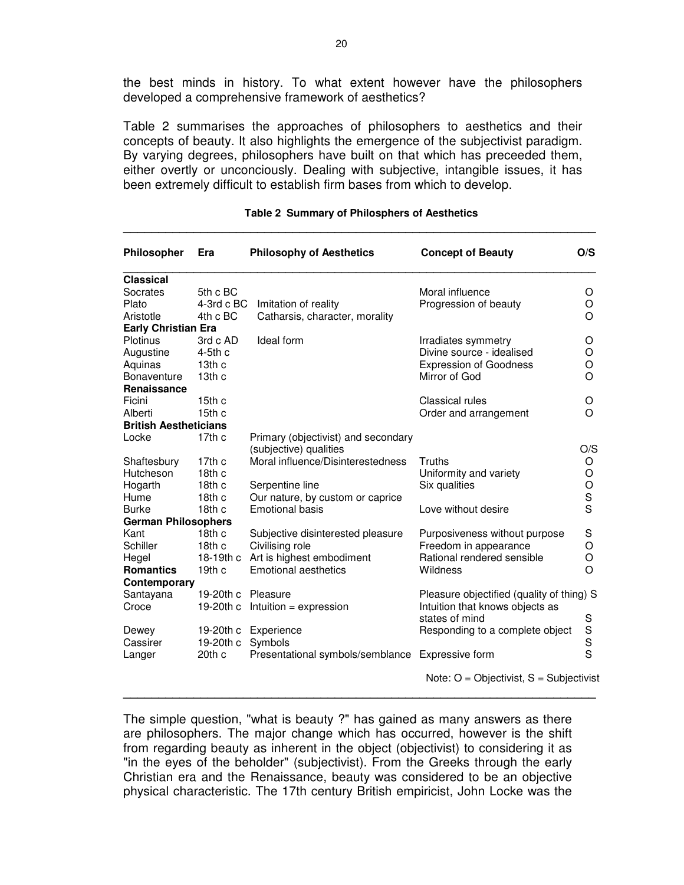the best minds in history. To what extent however have the philosophers developed a comprehensive framework of aesthetics?

Table 2 summarises the approaches of philosophers to aesthetics and their concepts of beauty. It also highlights the emergence of the subjectivist paradigm. By varying degrees, philosophers have built on that which has preceeded them, either overtly or unconciously. Dealing with subjective, intangible issues, it has been extremely difficult to establish firm bases from which to develop.

**Table 2 Summary of Philosphers of Aesthetics**

| Philosopher | Era | Philosophy of Aesthetics | Concept of Beauty | O/S |
|---|---|---|---|---|
| **Classical** | | | | |
| Socrates | 5th c BC | | Moral influence | O |
| Plato | 4-3rd c BC | Imitation of reality | Progression of beauty | O |
| Aristotle | 4th c BC | Catharsis, character, morality | | O |
| **Early Christian Era** | | | | |
| Plotinus | 3rd c AD | Ideal form | Irradiates symmetry | O |
| Augustine | 4-5th c | | Divine source - idealised | O |
| Aquinas | 13th c | | Expression of Goodness | O |
| Bonaventure | 13th c | | Mirror of God | O |
| **Renaissance** | | | | |
| Ficini | 15th c | | Classical rules | O |
| Alberti | 15th c | | Order and arrangement | O |
| **British Aestheticians** | | | | |
| Locke | 17th c | Primary (objectivist) and secondary (subjective) qualities | | O/S |
| Shaftesbury | 17th c | Moral influence/Disinterestedness | Truths | O |
| Hutcheson | 18th c | | Uniformity and variety | O |
| Hogarth | 18th c | Serpentine line | Six qualities | O |
| Hume | 18th c | Our nature, by custom or caprice | | S |
| Burke | 18th c | Emotional basis | Love without desire | S |
| **German Philosophers** | | | | |
| Kant | 18th c | Subjective disinterested pleasure | Purposiveness without purpose | S |
| Schiller | 18th c | Civilising role | Freedom in appearance | O |
| Hegel | 18-19th c | Art is highest embodiment | Rational rendered sensible | O |
| **Romantics** | 19th c | Emotional aesthetics | Wildness | O |
| **Contemporary** | | | | |
| Santayana | 19-20th c | Pleasure | Pleasure objectified (quality of thing) | S |
| Croce | 19-20th c | Intuition = expression | Intuition that knows objects as states of mind | S |
| Dewey | 19-20th c | Experience | Responding to a complete object | S |
| Cassirer | 19-20th c | Symbols | | S |
| Langer | 20th c | Presentational symbols/semblance | Expressive form | S |

Note: O = Objectivist, S = Subjectivist

The simple question, "what is beauty ?" has gained as many answers as there are philosophers. The major change which has occurred, however is the shift from regarding beauty as inherent in the object (objectivist) to considering it as "in the eyes of the beholder" (subjectivist). From the Greeks through the early Christian era and the Renaissance, beauty was considered to be an objective physical characteristic. The 17th century British empiricist, John Locke was the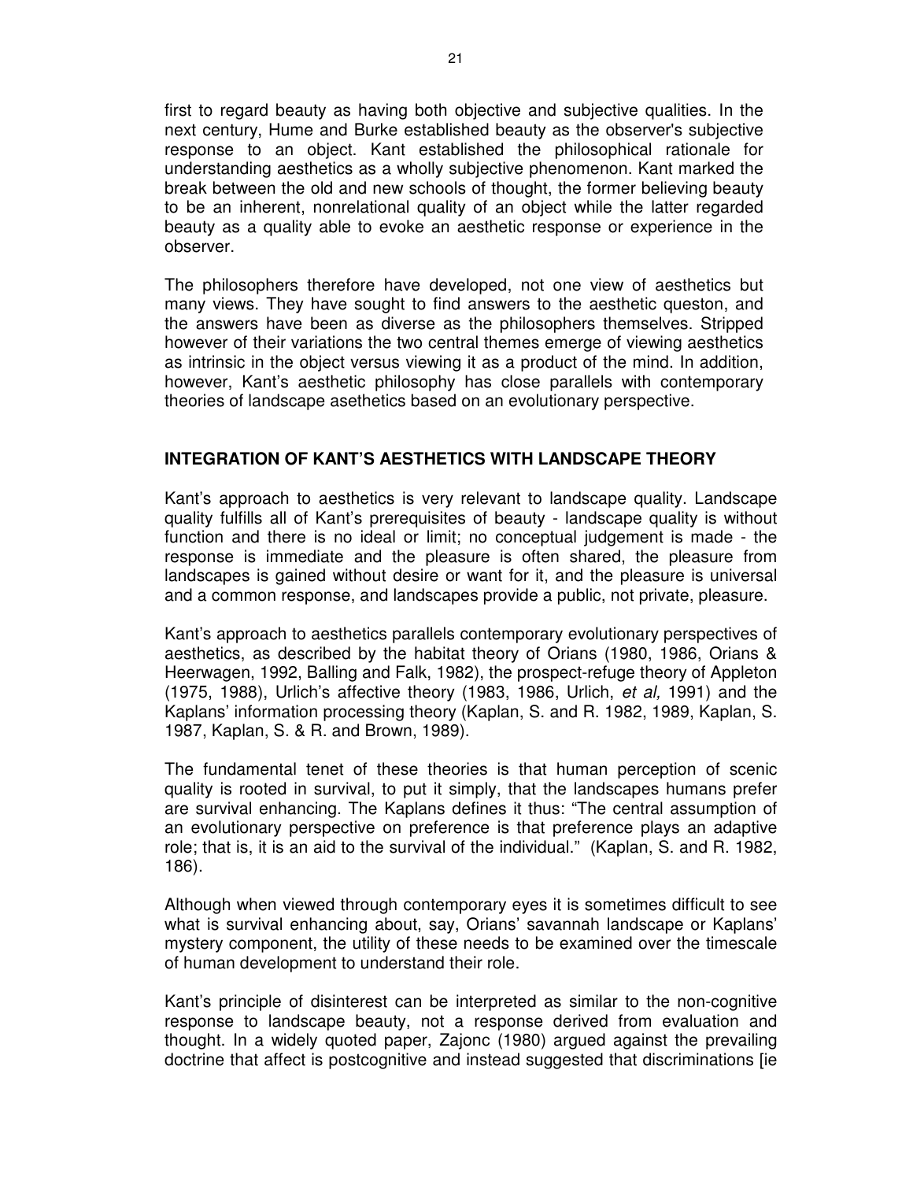first to regard beauty as having both objective and subjective qualities. In the next century, Hume and Burke established beauty as the observer's subjective response to an object. Kant established the philosophical rationale for understanding aesthetics as a wholly subjective phenomenon. Kant marked the break between the old and new schools of thought, the former believing beauty to be an inherent, nonrelational quality of an object while the latter regarded beauty as a quality able to evoke an aesthetic response or experience in the observer.

The philosophers therefore have developed, not one view of aesthetics but many views. They have sought to find answers to the aesthetic queston, and the answers have been as diverse as the philosophers themselves. Stripped however of their variations the two central themes emerge of viewing aesthetics as intrinsic in the object versus viewing it as a product of the mind. In addition, however, Kant's aesthetic philosophy has close parallels with contemporary theories of landscape asethetics based on an evolutionary perspective.

## INTEGRATION OF KANT'S AESTHETICS WITH LANDSCAPE THEORY

Kant's approach to aesthetics is very relevant to landscape quality. Landscape quality fulfills all of Kant's prerequisites of beauty - landscape quality is without function and there is no ideal or limit; no conceptual judgement is made - the response is immediate and the pleasure is often shared, the pleasure from landscapes is gained without desire or want for it, and the pleasure is universal and a common response, and landscapes provide a public, not private, pleasure.

Kant's approach to aesthetics parallels contemporary evolutionary perspectives of aesthetics, as described by the habitat theory of Orians (1980, 1986, Orians & Heerwagen, 1992, Balling and Falk, 1982), the prospect-refuge theory of Appleton (1975, 1988), Urlich's affective theory (1983, 1986, Urlich, *et al,* 1991) and the Kaplans' information processing theory (Kaplan, S. and R. 1982, 1989, Kaplan, S. 1987, Kaplan, S. & R. and Brown, 1989).

The fundamental tenet of these theories is that human perception of scenic quality is rooted in survival, to put it simply, that the landscapes humans prefer are survival enhancing. The Kaplans defines it thus: "The central assumption of an evolutionary perspective on preference is that preference plays an adaptive role; that is, it is an aid to the survival of the individual." (Kaplan, S. and R. 1982, 186).

Although when viewed through contemporary eyes it is sometimes difficult to see what is survival enhancing about, say, Orians' savannah landscape or Kaplans' mystery component, the utility of these needs to be examined over the timescale of human development to understand their role.

Kant's principle of disinterest can be interpreted as similar to the non-cognitive response to landscape beauty, not a response derived from evaluation and thought. In a widely quoted paper, Zajonc (1980) argued against the prevailing doctrine that affect is postcognitive and instead suggested that discriminations [ie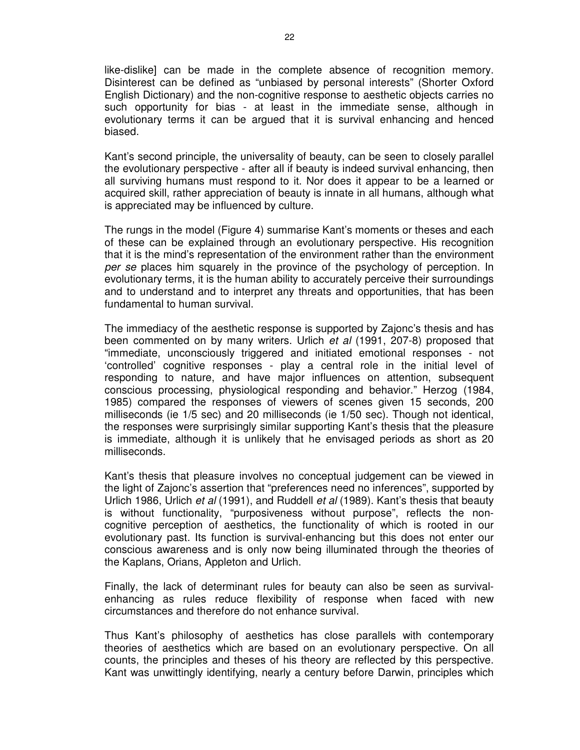like-dislike] can be made in the complete absence of recognition memory. Disinterest can be defined as "unbiased by personal interests" (Shorter Oxford English Dictionary) and the non-cognitive response to aesthetic objects carries no such opportunity for bias - at least in the immediate sense, although in evolutionary terms it can be argued that it is survival enhancing and henced biased.

Kant's second principle, the universality of beauty, can be seen to closely parallel the evolutionary perspective - after all if beauty is indeed survival enhancing, then all surviving humans must respond to it. Nor does it appear to be a learned or acquired skill, rather appreciation of beauty is innate in all humans, although what is appreciated may be influenced by culture.

The rungs in the model (Figure 4) summarise Kant's moments or theses and each of these can be explained through an evolutionary perspective. His recognition that it is the mind's representation of the environment rather than the environment *per se* places him squarely in the province of the psychology of perception. In evolutionary terms, it is the human ability to accurately perceive their surroundings and to understand and to interpret any threats and opportunities, that has been fundamental to human survival.

The immediacy of the aesthetic response is supported by Zajonc's thesis and has been commented on by many writers. Urlich *et al* (1991, 207-8) proposed that "immediate, unconsciously triggered and initiated emotional responses - not 'controlled' cognitive responses - play a central role in the initial level of responding to nature, and have major influences on attention, subsequent conscious processing, physiological responding and behavior." Herzog (1984, 1985) compared the responses of viewers of scenes given 15 seconds, 200 milliseconds (ie 1/5 sec) and 20 milliseconds (ie 1/50 sec). Though not identical, the responses were surprisingly similar supporting Kant's thesis that the pleasure is immediate, although it is unlikely that he envisaged periods as short as 20 milliseconds.

Kant's thesis that pleasure involves no conceptual judgement can be viewed in the light of Zajonc's assertion that "preferences need no inferences", supported by Urlich 1986, Urlich *et al* (1991), and Ruddell *et al* (1989). Kant's thesis that beauty is without functionality, "purposiveness without purpose", reflects the non-cognitive perception of aesthetics, the functionality of which is rooted in our evolutionary past. Its function is survival-enhancing but this does not enter our conscious awareness and is only now being illuminated through the theories of the Kaplans, Orians, Appleton and Urlich.

Finally, the lack of determinant rules for beauty can also be seen as survival-enhancing as rules reduce flexibility of response when faced with new circumstances and therefore do not enhance survival.

Thus Kant's philosophy of aesthetics has close parallels with contemporary theories of aesthetics which are based on an evolutionary perspective. On all counts, the principles and theses of his theory are reflected by this perspective. Kant was unwittingly identifying, nearly a century before Darwin, principles which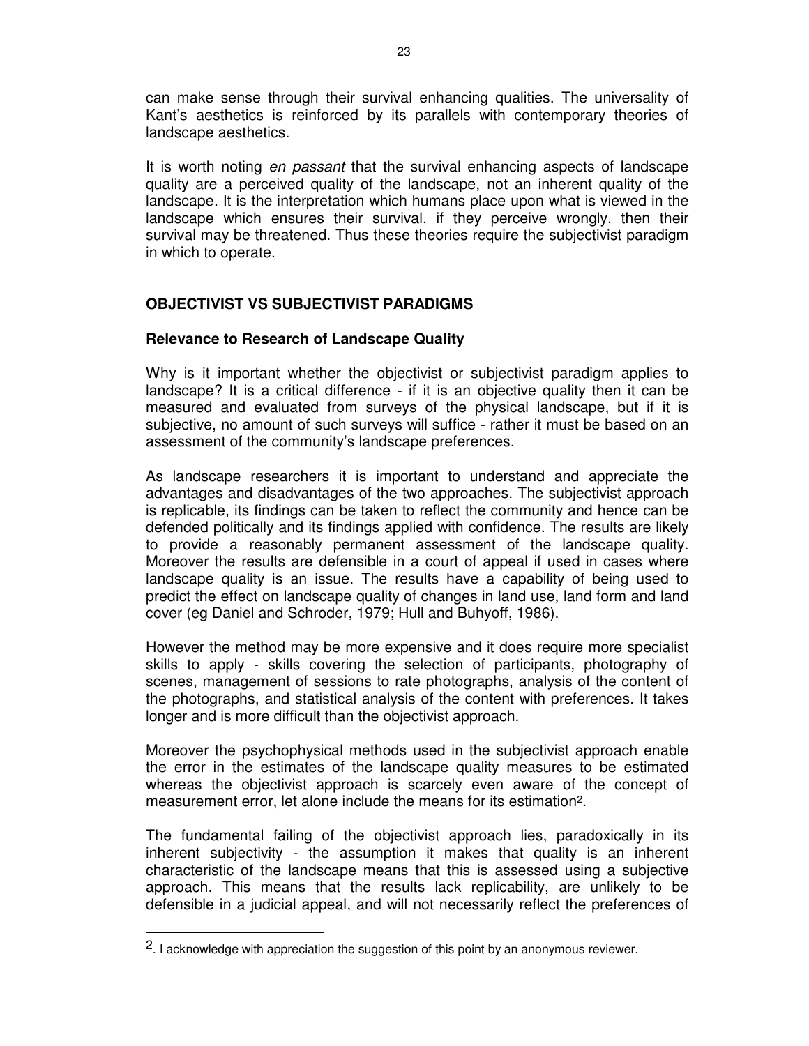can make sense through their survival enhancing qualities. The universality of Kant's aesthetics is reinforced by its parallels with contemporary theories of landscape aesthetics.

It is worth noting *en passant* that the survival enhancing aspects of landscape quality are a perceived quality of the landscape, not an inherent quality of the landscape. It is the interpretation which humans place upon what is viewed in the landscape which ensures their survival, if they perceive wrongly, then their survival may be threatened. Thus these theories require the subjectivist paradigm in which to operate.

## OBJECTIVIST VS SUBJECTIVIST PARADIGMS

### Relevance to Research of Landscape Quality

Why is it important whether the objectivist or subjectivist paradigm applies to landscape? It is a critical difference - if it is an objective quality then it can be measured and evaluated from surveys of the physical landscape, but if it is subjective, no amount of such surveys will suffice - rather it must be based on an assessment of the community's landscape preferences.

As landscape researchers it is important to understand and appreciate the advantages and disadvantages of the two approaches. The subjectivist approach is replicable, its findings can be taken to reflect the community and hence can be defended politically and its findings applied with confidence. The results are likely to provide a reasonably permanent assessment of the landscape quality. Moreover the results are defensible in a court of appeal if used in cases where landscape quality is an issue. The results have a capability of being used to predict the effect on landscape quality of changes in land use, land form and land cover (eg Daniel and Schroder, 1979; Hull and Buhyoff, 1986).

However the method may be more expensive and it does require more specialist skills to apply - skills covering the selection of participants, photography of scenes, management of sessions to rate photographs, analysis of the content of the photographs, and statistical analysis of the content with preferences. It takes longer and is more difficult than the objectivist approach.

Moreover the psychophysical methods used in the subjectivist approach enable the error in the estimates of the landscape quality measures to be estimated whereas the objectivist approach is scarcely even aware of the concept of measurement error, let alone include the means for its estimation[2].

The fundamental failing of the objectivist approach lies, paradoxically in its inherent subjectivity - the assumption it makes that quality is an inherent characteristic of the landscape means that this is assessed using a subjective approach. This means that the results lack replicability, are unlikely to be defensible in a judicial appeal, and will not necessarily reflect the preferences of

[2]. I acknowledge with appreciation the suggestion of this point by an anonymous reviewer.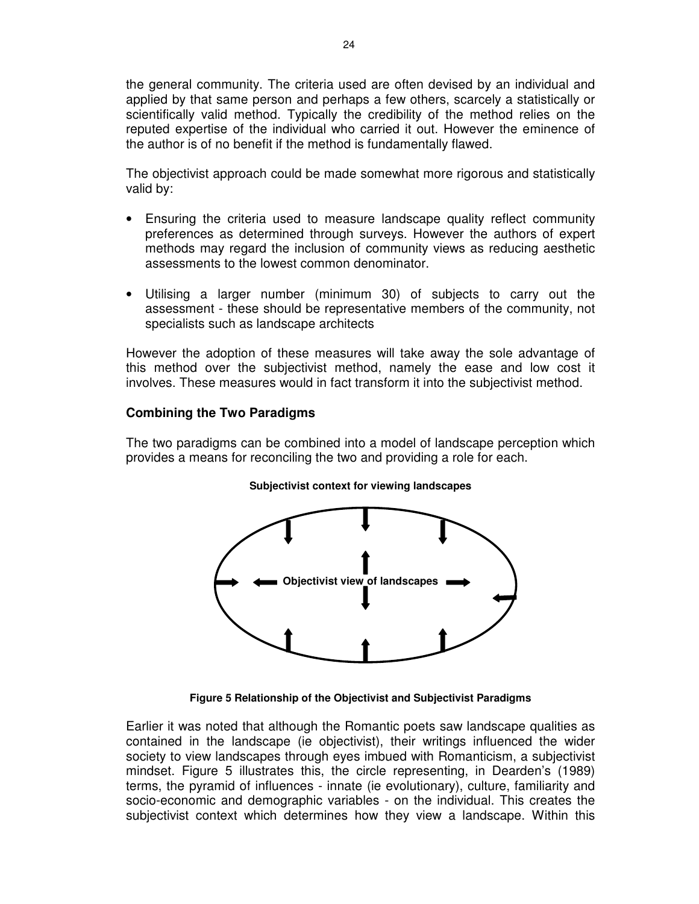the general community. The criteria used are often devised by an individual and applied by that same person and perhaps a few others, scarcely a statistically or scientifically valid method. Typically the credibility of the method relies on the reputed expertise of the individual who carried it out. However the eminence of the author is of no benefit if the method is fundamentally flawed.

The objectivist approach could be made somewhat more rigorous and statistically valid by:

- Ensuring the criteria used to measure landscape quality reflect community preferences as determined through surveys. However the authors of expert methods may regard the inclusion of community views as reducing aesthetic assessments to the lowest common denominator.
- Utilising a larger number (minimum 30) of subjects to carry out the assessment - these should be representative members of the community, not specialists such as landscape architects

However the adoption of these measures will take away the sole advantage of this method over the subjectivist method, namely the ease and low cost it involves. These measures would in fact transform it into the subjectivist method.

### Combining the Two Paradigms

The two paradigms can be combined into a model of landscape perception which provides a means for reconciling the two and providing a role for each.

**Subjectivist context for viewing landscapes**

**Objectivist view of landscapes**

**Figure 5 Relationship of the Objectivist and Subjectivist Paradigms**

Earlier it was noted that although the Romantic poets saw landscape qualities as contained in the landscape (ie objectivist), their writings influenced the wider society to view landscapes through eyes imbued with Romanticism, a subjectivist mindset. Figure 5 illustrates this, the circle representing, in Dearden's (1989) terms, the pyramid of influences - innate (ie evolutionary), culture, familiarity and socio-economic and demographic variables - on the individual. This creates the subjectivist context which determines how they view a landscape. Within this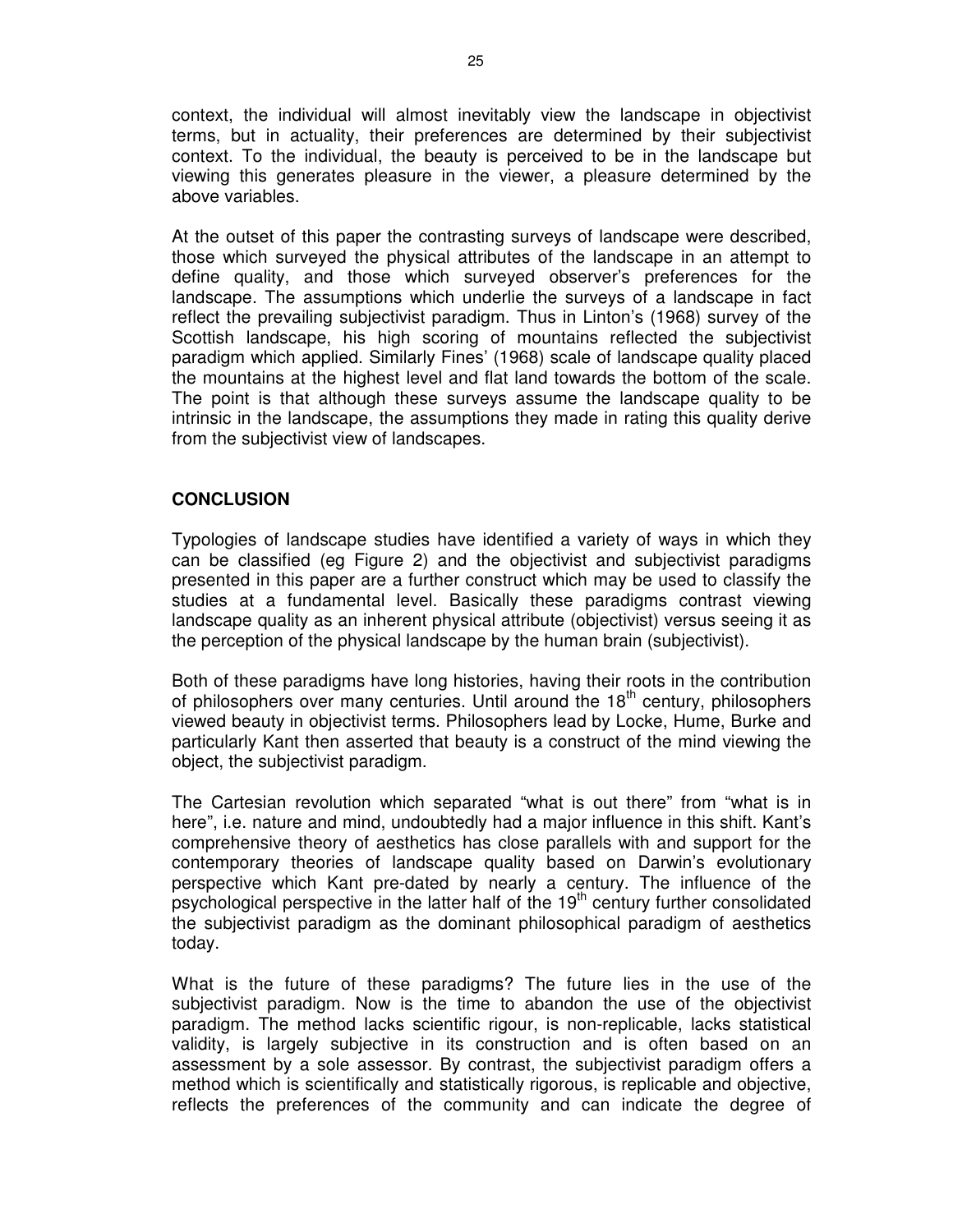context, the individual will almost inevitably view the landscape in objectivist terms, but in actuality, their preferences are determined by their subjectivist context. To the individual, the beauty is perceived to be in the landscape but viewing this generates pleasure in the viewer, a pleasure determined by the above variables.

At the outset of this paper the contrasting surveys of landscape were described, those which surveyed the physical attributes of the landscape in an attempt to define quality, and those which surveyed observer's preferences for the landscape. The assumptions which underlie the surveys of a landscape in fact reflect the prevailing subjectivist paradigm. Thus in Linton's (1968) survey of the Scottish landscape, his high scoring of mountains reflected the subjectivist paradigm which applied. Similarly Fines' (1968) scale of landscape quality placed the mountains at the highest level and flat land towards the bottom of the scale. The point is that although these surveys assume the landscape quality to be intrinsic in the landscape, the assumptions they made in rating this quality derive from the subjectivist view of landscapes.

## CONCLUSION

Typologies of landscape studies have identified a variety of ways in which they can be classified (eg Figure 2) and the objectivist and subjectivist paradigms presented in this paper are a further construct which may be used to classify the studies at a fundamental level. Basically these paradigms contrast viewing landscape quality as an inherent physical attribute (objectivist) versus seeing it as the perception of the physical landscape by the human brain (subjectivist).

Both of these paradigms have long histories, having their roots in the contribution of philosophers over many centuries. Until around the 18th century, philosophers viewed beauty in objectivist terms. Philosophers lead by Locke, Hume, Burke and particularly Kant then asserted that beauty is a construct of the mind viewing the object, the subjectivist paradigm.

The Cartesian revolution which separated "what is out there" from "what is in here", i.e. nature and mind, undoubtedly had a major influence in this shift. Kant's comprehensive theory of aesthetics has close parallels with and support for the contemporary theories of landscape quality based on Darwin's evolutionary perspective which Kant pre-dated by nearly a century. The influence of the psychological perspective in the latter half of the 19th century further consolidated the subjectivist paradigm as the dominant philosophical paradigm of aesthetics today.

What is the future of these paradigms? The future lies in the use of the subjectivist paradigm. Now is the time to abandon the use of the objectivist paradigm. The method lacks scientific rigour, is non-replicable, lacks statistical validity, is largely subjective in its construction and is often based on an assessment by a sole assessor. By contrast, the subjectivist paradigm offers a method which is scientifically and statistically rigorous, is replicable and objective, reflects the preferences of the community and can indicate the degree of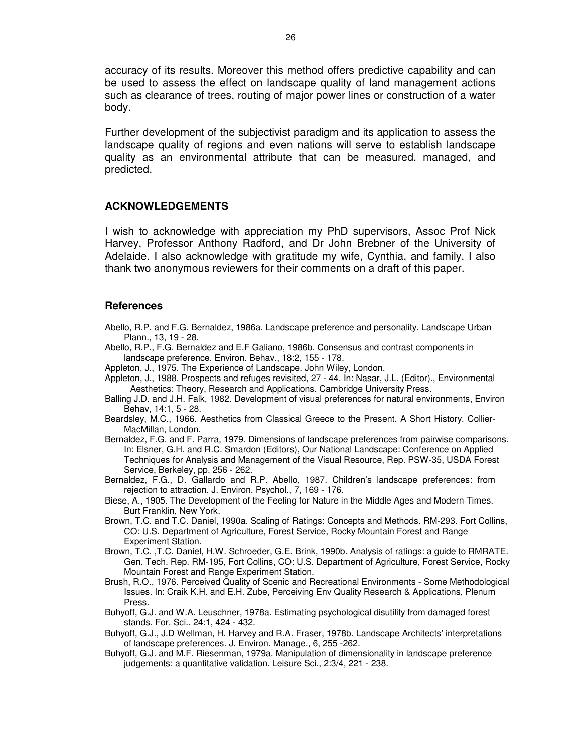accuracy of its results. Moreover this method offers predictive capability and can be used to assess the effect on landscape quality of land management actions such as clearance of trees, routing of major power lines or construction of a water body.

Further development of the subjectivist paradigm and its application to assess the landscape quality of regions and even nations will serve to establish landscape quality as an environmental attribute that can be measured, managed, and predicted.

## ACKNOWLEDGEMENTS

I wish to acknowledge with appreciation my PhD supervisors, Assoc Prof Nick Harvey, Professor Anthony Radford, and Dr John Brebner of the University of Adelaide. I also acknowledge with gratitude my wife, Cynthia, and family. I also thank two anonymous reviewers for their comments on a draft of this paper.

## References

Abello, R.P. and F.G. Bernaldez, 1986a. Landscape preference and personality. Landscape Urban Plann., 13, 19 - 28.

Abello, R.P., F.G. Bernaldez and E.F Galiano, 1986b. Consensus and contrast components in landscape preference. Environ. Behav., 18:2, 155 - 178.

Appleton, J., 1975. The Experience of Landscape. John Wiley, London.

Appleton, J., 1988. Prospects and refuges revisited, 27 - 44. In: Nasar, J.L. (Editor)., Environmental Aesthetics: Theory, Research and Applications. Cambridge University Press.

Balling J.D. and J.H. Falk, 1982. Development of visual preferences for natural environments, Environ Behav, 14:1, 5 - 28.

Beardsley, M.C., 1966. Aesthetics from Classical Greece to the Present. A Short History. Collier-MacMillan, London.

Bernaldez, F.G. and F. Parra, 1979. Dimensions of landscape preferences from pairwise comparisons. In: Elsner, G.H. and R.C. Smardon (Editors), Our National Landscape: Conference on Applied Techniques for Analysis and Management of the Visual Resource, Rep. PSW-35, USDA Forest Service, Berkeley, pp. 256 - 262.

Bernaldez, F.G., D. Gallardo and R.P. Abello, 1987. Children's landscape preferences: from rejection to attraction. J. Environ. Psychol., 7, 169 - 176.

Biese, A., 1905. The Development of the Feeling for Nature in the Middle Ages and Modern Times. Burt Franklin, New York.

Brown, T.C. and T.C. Daniel, 1990a. Scaling of Ratings: Concepts and Methods. RM-293. Fort Collins, CO: U.S. Department of Agriculture, Forest Service, Rocky Mountain Forest and Range Experiment Station.

Brown, T.C. ,T.C. Daniel, H.W. Schroeder, G.E. Brink, 1990b. Analysis of ratings: a guide to RMRATE. Gen. Tech. Rep. RM-195, Fort Collins, CO: U.S. Department of Agriculture, Forest Service, Rocky Mountain Forest and Range Experiment Station.

Brush, R.O., 1976. Perceived Quality of Scenic and Recreational Environments - Some Methodological Issues. In: Craik K.H. and E.H. Zube, Perceiving Env Quality Research & Applications, Plenum Press.

Buhyoff, G.J. and W.A. Leuschner, 1978a. Estimating psychological disutility from damaged forest stands. For. Sci.. 24:1, 424 - 432.

Buhyoff, G.J., J.D Wellman, H. Harvey and R.A. Fraser, 1978b. Landscape Architects' interpretations of landscape preferences. J. Environ. Manage., 6, 255 -262.

Buhyoff, G.J. and M.F. Riesenman, 1979a. Manipulation of dimensionality in landscape preference judgements: a quantitative validation. Leisure Sci., 2:3/4, 221 - 238.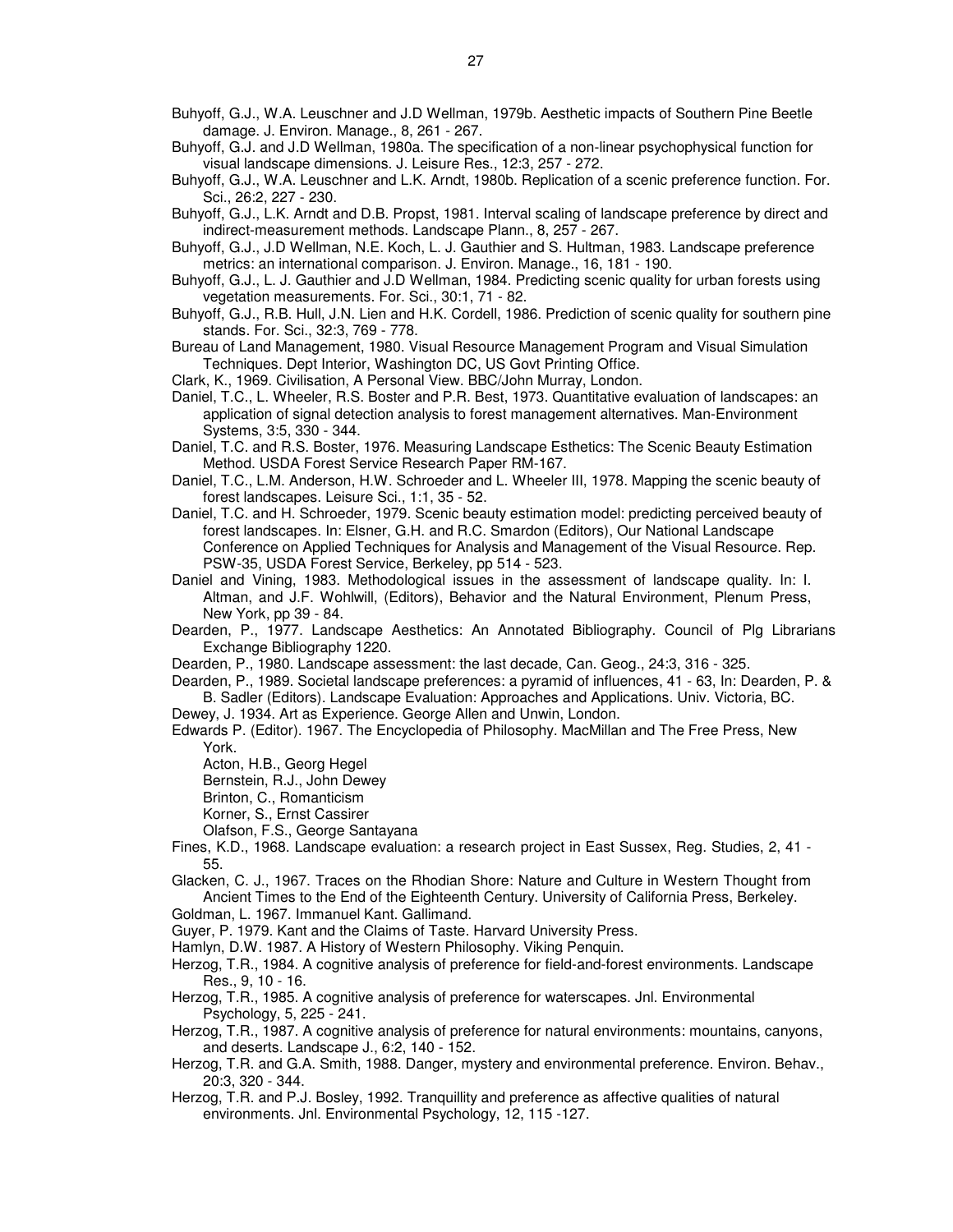Buhyoff, G.J., W.A. Leuschner and J.D Wellman, 1979b. Aesthetic impacts of Southern Pine Beetle damage. J. Environ. Manage., 8, 261 - 267.

Buhyoff, G.J. and J.D Wellman, 1980a. The specification of a non-linear psychophysical function for visual landscape dimensions. J. Leisure Res., 12:3, 257 - 272.

Buhyoff, G.J., W.A. Leuschner and L.K. Arndt, 1980b. Replication of a scenic preference function. For. Sci., 26:2, 227 - 230.

Buhyoff, G.J., L.K. Arndt and D.B. Propst, 1981. Interval scaling of landscape preference by direct and indirect-measurement methods. Landscape Plann., 8, 257 - 267.

Buhyoff, G.J., J.D Wellman, N.E. Koch, L. J. Gauthier and S. Hultman, 1983. Landscape preference metrics: an international comparison. J. Environ. Manage., 16, 181 - 190.

Buhyoff, G.J., L. J. Gauthier and J.D Wellman, 1984. Predicting scenic quality for urban forests using vegetation measurements. For. Sci., 30:1, 71 - 82.

Buhyoff, G.J., R.B. Hull, J.N. Lien and H.K. Cordell, 1986. Prediction of scenic quality for southern pine stands. For. Sci., 32:3, 769 - 778.

Bureau of Land Management, 1980. Visual Resource Management Program and Visual Simulation Techniques. Dept Interior, Washington DC, US Govt Printing Office.

Clark, K., 1969. Civilisation, A Personal View. BBC/John Murray, London.

Daniel, T.C., L. Wheeler, R.S. Boster and P.R. Best, 1973. Quantitative evaluation of landscapes: an application of signal detection analysis to forest management alternatives. Man-Environment Systems, 3:5, 330 - 344.

Daniel, T.C. and R.S. Boster, 1976. Measuring Landscape Esthetics: The Scenic Beauty Estimation Method. USDA Forest Service Research Paper RM-167.

Daniel, T.C., L.M. Anderson, H.W. Schroeder and L. Wheeler III, 1978. Mapping the scenic beauty of forest landscapes. Leisure Sci., 1:1, 35 - 52.

Daniel, T.C. and H. Schroeder, 1979. Scenic beauty estimation model: predicting perceived beauty of forest landscapes. In: Elsner, G.H. and R.C. Smardon (Editors), Our National Landscape Conference on Applied Techniques for Analysis and Management of the Visual Resource. Rep. PSW-35, USDA Forest Service, Berkeley, pp 514 - 523.

Daniel and Vining, 1983. Methodological issues in the assessment of landscape quality. In: I. Altman, and J.F. Wohlwill, (Editors), Behavior and the Natural Environment, Plenum Press, New York, pp 39 - 84.

Dearden, P., 1977. Landscape Aesthetics: An Annotated Bibliography. Council of Plg Librarians Exchange Bibliography 1220.

Dearden, P., 1980. Landscape assessment: the last decade, Can. Geog., 24:3, 316 - 325.

Dearden, P., 1989. Societal landscape preferences: a pyramid of influences, 41 - 63, In: Dearden, P. & B. Sadler (Editors). Landscape Evaluation: Approaches and Applications. Univ. Victoria, BC.

Dewey, J. 1934. Art as Experience. George Allen and Unwin, London.

Edwards P. (Editor). 1967. The Encyclopedia of Philosophy. MacMillan and The Free Press, New York.
- Acton, H.B., Georg Hegel
- Bernstein, R.J., John Dewey
- Brinton, C., Romanticism
- Korner, S., Ernst Cassirer
- Olafson, F.S., George Santayana

Fines, K.D., 1968. Landscape evaluation: a research project in East Sussex, Reg. Studies, 2, 41 - 55.

Glacken, C. J., 1967. Traces on the Rhodian Shore: Nature and Culture in Western Thought from Ancient Times to the End of the Eighteenth Century. University of California Press, Berkeley.

Goldman, L. 1967. Immanuel Kant. Gallimand.

Guyer, P. 1979. Kant and the Claims of Taste. Harvard University Press.

Hamlyn, D.W. 1987. A History of Western Philosophy. Viking Penquin.

Herzog, T.R., 1984. A cognitive analysis of preference for field-and-forest environments. Landscape Res., 9, 10 - 16.

Herzog, T.R., 1985. A cognitive analysis of preference for waterscapes. Jnl. Environmental Psychology, 5, 225 - 241.

Herzog, T.R., 1987. A cognitive analysis of preference for natural environments: mountains, canyons, and deserts. Landscape J., 6:2, 140 - 152.

Herzog, T.R. and G.A. Smith, 1988. Danger, mystery and environmental preference. Environ. Behav., 20:3, 320 - 344.

Herzog, T.R. and P.J. Bosley, 1992. Tranquillity and preference as affective qualities of natural environments. Jnl. Environmental Psychology, 12, 115 -127.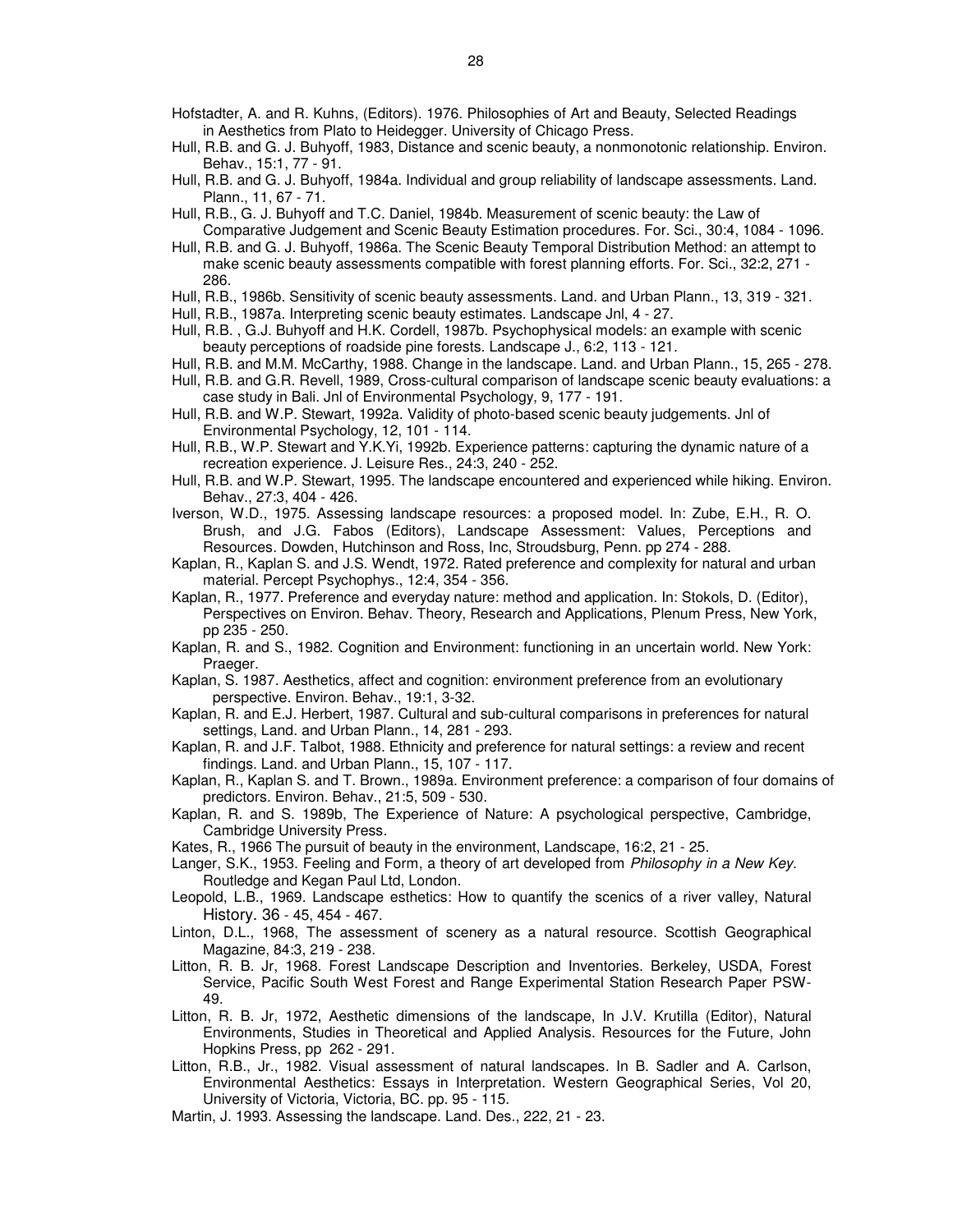Hofstadter, A. and R. Kuhns, (Editors). 1976. Philosophies of Art and Beauty, Selected Readings in Aesthetics from Plato to Heidegger. University of Chicago Press.

Hull, R.B. and G. J. Buhyoff, 1983, Distance and scenic beauty, a nonmonotonic relationship. Environ. Behav., 15:1, 77 - 91.

Hull, R.B. and G. J. Buhyoff, 1984a. Individual and group reliability of landscape assessments. Land. Plann., 11, 67 - 71.

Hull, R.B., G. J. Buhyoff and T.C. Daniel, 1984b. Measurement of scenic beauty: the Law of Comparative Judgement and Scenic Beauty Estimation procedures. For. Sci., 30:4, 1084 - 1096.

Hull, R.B. and G. J. Buhyoff, 1986a. The Scenic Beauty Temporal Distribution Method: an attempt to make scenic beauty assessments compatible with forest planning efforts. For. Sci., 32:2, 271 - 286.

Hull, R.B., 1986b. Sensitivity of scenic beauty assessments. Land. and Urban Plann., 13, 319 - 321.

Hull, R.B., 1987a. Interpreting scenic beauty estimates. Landscape Jnl, 4 - 27.

Hull, R.B. , G.J. Buhyoff and H.K. Cordell, 1987b. Psychophysical models: an example with scenic beauty perceptions of roadside pine forests. Landscape J., 6:2, 113 - 121.

Hull, R.B. and M.M. McCarthy, 1988. Change in the landscape. Land. and Urban Plann., 15, 265 - 278.

Hull, R.B. and G.R. Revell, 1989, Cross-cultural comparison of landscape scenic beauty evaluations: a case study in Bali. Jnl of Environmental Psychology, 9, 177 - 191.

Hull, R.B. and W.P. Stewart, 1992a. Validity of photo-based scenic beauty judgements. Jnl of Environmental Psychology, 12, 101 - 114.

Hull, R.B., W.P. Stewart and Y.K.Yi, 1992b. Experience patterns: capturing the dynamic nature of a recreation experience. J. Leisure Res., 24:3, 240 - 252.

Hull, R.B. and W.P. Stewart, 1995. The landscape encountered and experienced while hiking. Environ. Behav., 27:3, 404 - 426.

Iverson, W.D., 1975. Assessing landscape resources: a proposed model. In: Zube, E.H., R. O. Brush, and J.G. Fabos (Editors), Landscape Assessment: Values, Perceptions and Resources. Dowden, Hutchinson and Ross, Inc, Stroudsburg, Penn. pp 274 - 288.

Kaplan, R., Kaplan S. and J.S. Wendt, 1972. Rated preference and complexity for natural and urban material. Percept Psychophys., 12:4, 354 - 356.

Kaplan, R., 1977. Preference and everyday nature: method and application. In: Stokols, D. (Editor), Perspectives on Environ. Behav. Theory, Research and Applications, Plenum Press, New York, pp 235 - 250.

Kaplan, R. and S., 1982. Cognition and Environment: functioning in an uncertain world. New York: Praeger.

Kaplan, S. 1987. Aesthetics, affect and cognition: environment preference from an evolutionary perspective. Environ. Behav., 19:1, 3-32.

Kaplan, R. and E.J. Herbert, 1987. Cultural and sub-cultural comparisons in preferences for natural settings, Land. and Urban Plann., 14, 281 - 293.

Kaplan, R. and J.F. Talbot, 1988. Ethnicity and preference for natural settings: a review and recent findings. Land. and Urban Plann., 15, 107 - 117.

Kaplan, R., Kaplan S. and T. Brown., 1989a. Environment preference: a comparison of four domains of predictors. Environ. Behav., 21:5, 509 - 530.

Kaplan, R. and S. 1989b, The Experience of Nature: A psychological perspective, Cambridge, Cambridge University Press.

Kates, R., 1966 The pursuit of beauty in the environment, Landscape, 16:2, 21 - 25.

Langer, S.K., 1953. Feeling and Form, a theory of art developed from *Philosophy in a New Key*. Routledge and Kegan Paul Ltd, London.

Leopold, L.B., 1969. Landscape esthetics: How to quantify the scenics of a river valley, Natural History. 36 - 45, 454 - 467.

Linton, D.L., 1968, The assessment of scenery as a natural resource. Scottish Geographical Magazine, 84:3, 219 - 238.

Litton, R. B. Jr, 1968. Forest Landscape Description and Inventories. Berkeley, USDA, Forest Service, Pacific South West Forest and Range Experimental Station Research Paper PSW-49.

Litton, R. B. Jr, 1972, Aesthetic dimensions of the landscape, In J.V. Krutilla (Editor), Natural Environments, Studies in Theoretical and Applied Analysis. Resources for the Future, John Hopkins Press, pp 262 - 291.

Litton, R.B., Jr., 1982. Visual assessment of natural landscapes. In B. Sadler and A. Carlson, Environmental Aesthetics: Essays in Interpretation. Western Geographical Series, Vol 20, University of Victoria, Victoria, BC. pp. 95 - 115.

Martin, J. 1993. Assessing the landscape. Land. Des., 222, 21 - 23.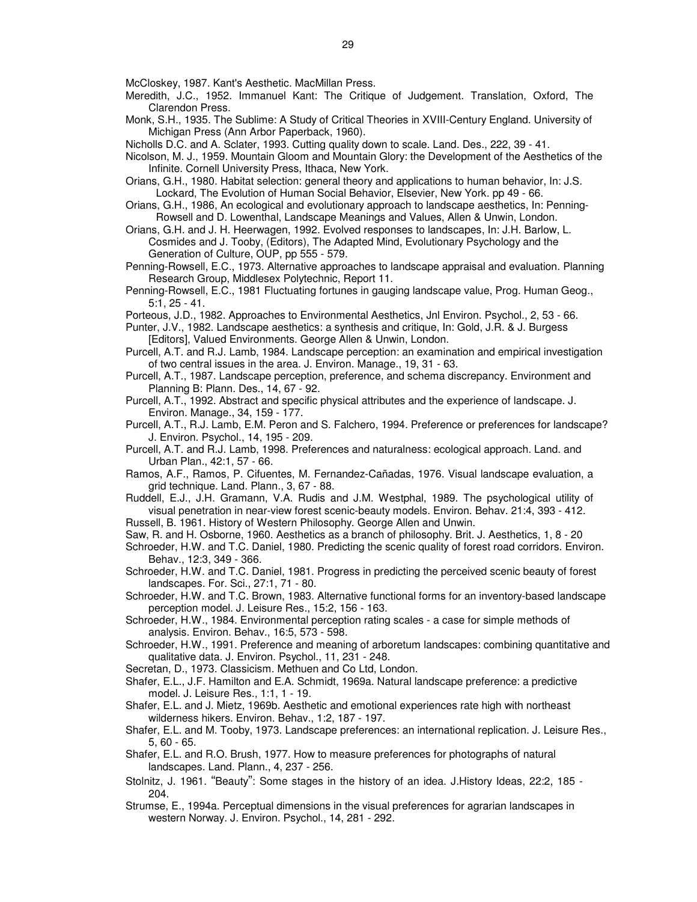McCloskey, 1987. Kant's Aesthetic. MacMillan Press.

Meredith, J.C., 1952. Immanuel Kant: The Critique of Judgement. Translation, Oxford, The Clarendon Press.

Monk, S.H., 1935. The Sublime: A Study of Critical Theories in XVIII-Century England. University of Michigan Press (Ann Arbor Paperback, 1960).

Nicholls D.C. and A. Sclater, 1993. Cutting quality down to scale. Land. Des., 222, 39 - 41.

Nicolson, M. J., 1959. Mountain Gloom and Mountain Glory: the Development of the Aesthetics of the Infinite. Cornell University Press, Ithaca, New York.

Orians, G.H., 1980. Habitat selection: general theory and applications to human behavior, In: J.S. Lockard, The Evolution of Human Social Behavior, Elsevier, New York. pp 49 - 66.

Orians, G.H., 1986, An ecological and evolutionary approach to landscape aesthetics, In: Penning-Rowsell and D. Lowenthal, Landscape Meanings and Values, Allen & Unwin, London.

Orians, G.H. and J. H. Heerwagen, 1992. Evolved responses to landscapes, In: J.H. Barlow, L. Cosmides and J. Tooby, (Editors), The Adapted Mind, Evolutionary Psychology and the Generation of Culture, OUP, pp 555 - 579.

Penning-Rowsell, E.C., 1973. Alternative approaches to landscape appraisal and evaluation. Planning Research Group, Middlesex Polytechnic, Report 11.

Penning-Rowsell, E.C., 1981 Fluctuating fortunes in gauging landscape value, Prog. Human Geog., 5:1, 25 - 41.

Porteous, J.D., 1982. Approaches to Environmental Aesthetics, Jnl Environ. Psychol., 2, 53 - 66.

Punter, J.V., 1982. Landscape aesthetics: a synthesis and critique, In: Gold, J.R. & J. Burgess [Editors], Valued Environments. George Allen & Unwin, London.

Purcell, A.T. and R.J. Lamb, 1984. Landscape perception: an examination and empirical investigation of two central issues in the area. J. Environ. Manage., 19, 31 - 63.

Purcell, A.T., 1987. Landscape perception, preference, and schema discrepancy. Environment and Planning B: Plann. Des., 14, 67 - 92.

Purcell, A.T., 1992. Abstract and specific physical attributes and the experience of landscape. J. Environ. Manage., 34, 159 - 177.

Purcell, A.T., R.J. Lamb, E.M. Peron and S. Falchero, 1994. Preference or preferences for landscape? J. Environ. Psychol., 14, 195 - 209.

Purcell, A.T. and R.J. Lamb, 1998. Preferences and naturalness: ecological approach. Land. and Urban Plan., 42:1, 57 - 66.

Ramos, A.F., Ramos, P. Cifuentes, M. Fernandez-Cañadas, 1976. Visual landscape evaluation, a grid technique. Land. Plann., 3, 67 - 88.

Ruddell, E.J., J.H. Gramann, V.A. Rudis and J.M. Westphal, 1989. The psychological utility of visual penetration in near-view forest scenic-beauty models. Environ. Behav. 21:4, 393 - 412.

Russell, B. 1961. History of Western Philosophy. George Allen and Unwin.

Saw, R. and H. Osborne, 1960. Aesthetics as a branch of philosophy. Brit. J. Aesthetics, 1, 8 - 20

Schroeder, H.W. and T.C. Daniel, 1980. Predicting the scenic quality of forest road corridors. Environ. Behav., 12:3, 349 - 366.

Schroeder, H.W. and T.C. Daniel, 1981. Progress in predicting the perceived scenic beauty of forest landscapes. For. Sci., 27:1, 71 - 80.

Schroeder, H.W. and T.C. Brown, 1983. Alternative functional forms for an inventory-based landscape perception model. J. Leisure Res., 15:2, 156 - 163.

Schroeder, H.W., 1984. Environmental perception rating scales - a case for simple methods of analysis. Environ. Behav., 16:5, 573 - 598.

Schroeder, H.W., 1991. Preference and meaning of arboretum landscapes: combining quantitative and qualitative data. J. Environ. Psychol., 11, 231 - 248.

Secretan, D., 1973. Classicism. Methuen and Co Ltd, London.

Shafer, E.L., J.F. Hamilton and E.A. Schmidt, 1969a. Natural landscape preference: a predictive model. J. Leisure Res., 1:1, 1 - 19.

Shafer, E.L. and J. Mietz, 1969b. Aesthetic and emotional experiences rate high with northeast wilderness hikers. Environ. Behav., 1:2, 187 - 197.

Shafer, E.L. and M. Tooby, 1973. Landscape preferences: an international replication. J. Leisure Res., 5, 60 - 65.

Shafer, E.L. and R.O. Brush, 1977. How to measure preferences for photographs of natural landscapes. Land. Plann., 4, 237 - 256.

Stolnitz, J. 1961. "Beauty": Some stages in the history of an idea. J.History Ideas, 22:2, 185 - 204.

Strumse, E., 1994a. Perceptual dimensions in the visual preferences for agrarian landscapes in western Norway. J. Environ. Psychol., 14, 281 - 292.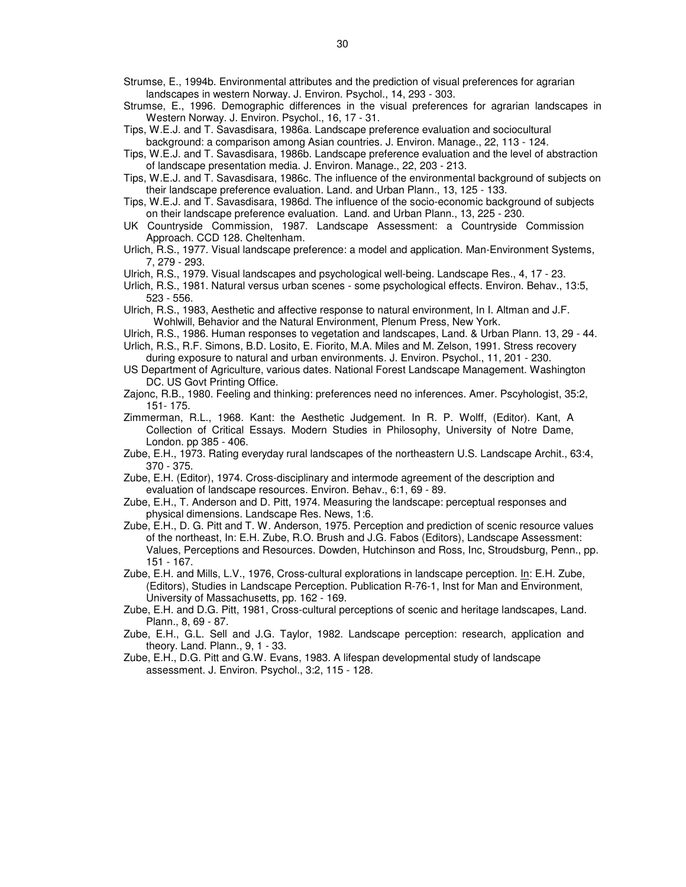Strumse, E., 1994b. Environmental attributes and the prediction of visual preferences for agrarian landscapes in western Norway. J. Environ. Psychol., 14, 293 - 303.

Strumse, E., 1996. Demographic differences in the visual preferences for agrarian landscapes in Western Norway. J. Environ. Psychol., 16, 17 - 31.

Tips, W.E.J. and T. Savasdisara, 1986a. Landscape preference evaluation and sociocultural background: a comparison among Asian countries. J. Environ. Manage., 22, 113 - 124.

Tips, W.E.J. and T. Savasdisara, 1986b. Landscape preference evaluation and the level of abstraction of landscape presentation media. J. Environ. Manage., 22, 203 - 213.

Tips, W.E.J. and T. Savasdisara, 1986c. The influence of the environmental background of subjects on their landscape preference evaluation. Land. and Urban Plann., 13, 125 - 133.

Tips, W.E.J. and T. Savasdisara, 1986d. The influence of the socio-economic background of subjects on their landscape preference evaluation. Land. and Urban Plann., 13, 225 - 230.

UK Countryside Commission, 1987. Landscape Assessment: a Countryside Commission Approach. CCD 128. Cheltenham.

Urlich, R.S., 1977. Visual landscape preference: a model and application. Man-Environment Systems, 7, 279 - 293.

Ulrich, R.S., 1979. Visual landscapes and psychological well-being. Landscape Res., 4, 17 - 23.

Urlich, R.S., 1981. Natural versus urban scenes - some psychological effects. Environ. Behav., 13:5, 523 - 556.

Ulrich, R.S., 1983, Aesthetic and affective response to natural environment, In I. Altman and J.F. Wohlwill, Behavior and the Natural Environment, Plenum Press, New York.

Ulrich, R.S., 1986. Human responses to vegetation and landscapes, Land. & Urban Plann. 13, 29 - 44.

Urlich, R.S., R.F. Simons, B.D. Losito, E. Fiorito, M.A. Miles and M. Zelson, 1991. Stress recovery during exposure to natural and urban environments. J. Environ. Psychol., 11, 201 - 230.

US Department of Agriculture, various dates. National Forest Landscape Management. Washington DC. US Govt Printing Office.

Zajonc, R.B., 1980. Feeling and thinking: preferences need no inferences. Amer. Pscyhologist, 35:2, 151- 175.

Zimmerman, R.L., 1968. Kant: the Aesthetic Judgement. In R. P. Wolff, (Editor). Kant, A Collection of Critical Essays. Modern Studies in Philosophy, University of Notre Dame, London. pp 385 - 406.

Zube, E.H., 1973. Rating everyday rural landscapes of the northeastern U.S. Landscape Archit., 63:4, 370 - 375.

Zube, E.H. (Editor), 1974. Cross-disciplinary and intermode agreement of the description and evaluation of landscape resources. Environ. Behav., 6:1, 69 - 89.

Zube, E.H., T. Anderson and D. Pitt, 1974. Measuring the landscape: perceptual responses and physical dimensions. Landscape Res. News, 1:6.

Zube, E.H., D. G. Pitt and T. W. Anderson, 1975. Perception and prediction of scenic resource values of the northeast, In: E.H. Zube, R.O. Brush and J.G. Fabos (Editors), Landscape Assessment: Values, Perceptions and Resources. Dowden, Hutchinson and Ross, Inc, Stroudsburg, Penn., pp. 151 - 167.

Zube, E.H. and Mills, L.V., 1976, Cross-cultural explorations in landscape perception. In: E.H. Zube, (Editors), Studies in Landscape Perception. Publication R-76-1, Inst for Man and Environment, University of Massachusetts, pp. 162 - 169.

Zube, E.H. and D.G. Pitt, 1981, Cross-cultural perceptions of scenic and heritage landscapes, Land. Plann., 8, 69 - 87.

Zube, E.H., G.L. Sell and J.G. Taylor, 1982. Landscape perception: research, application and theory. Land. Plann., 9, 1 - 33.

Zube, E.H., D.G. Pitt and G.W. Evans, 1983. A lifespan developmental study of landscape assessment. J. Environ. Psychol., 3:2, 115 - 128.